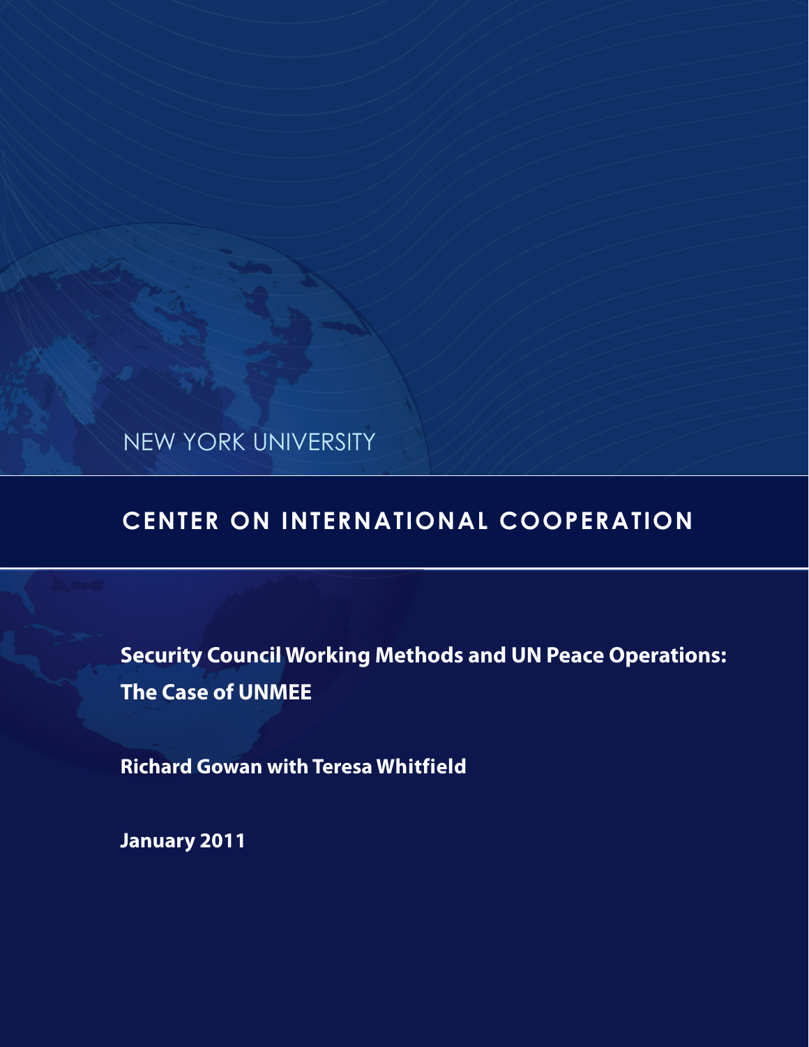NEW YORK UNIVERSITY

## CENTER ON INTERNATIONAL COOPERATION

# Security Council Working Methods and UN Peace Operations: The Case of UNMEE

**Richard Gowan with Teresa Whitfield**

**January 2011**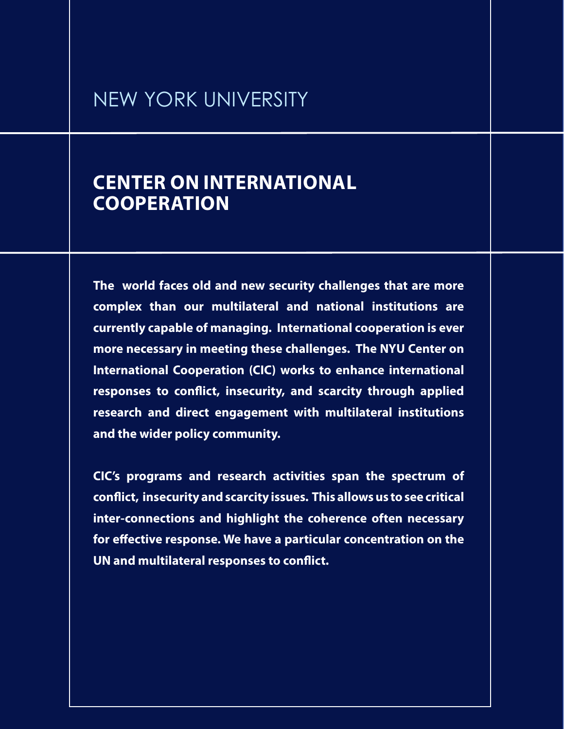NEW YORK UNIVERSITY

# CENTER ON INTERNATIONAL COOPERATION

**The world faces old and new security challenges that are more complex than our multilateral and national institutions are currently capable of managing. International cooperation is ever more necessary in meeting these challenges. The NYU Center on International Cooperation (CIC) works to enhance international responses to conflict, insecurity, and scarcity through applied research and direct engagement with multilateral institutions and the wider policy community.**

**CIC's programs and research activities span the spectrum of conflict, insecurity and scarcity issues. This allows us to see critical inter-connections and highlight the coherence often necessary for effective response. We have a particular concentration on the UN and multilateral responses to conflict.**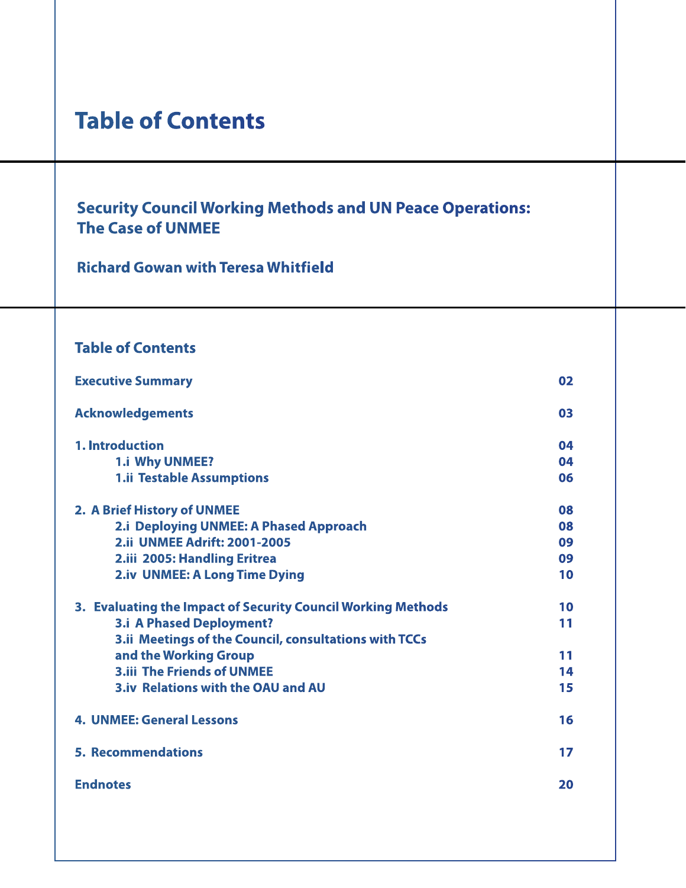# Table of Contents

## Security Council Working Methods and UN Peace Operations: The Case of UNMEE

**Richard Gowan with Teresa Whitfield**

### Table of Contents

| | |
|---|---|
| **Executive Summary** | **02** |
| **Acknowledgements** | **03** |
| **1. Introduction** | **04** |
| 1.i Why UNMEE? | 04 |
| 1.ii Testable Assumptions | 06 |
| **2. A Brief History of UNMEE** | **08** |
| 2.i Deploying UNMEE: A Phased Approach | 08 |
| 2.ii UNMEE Adrift: 2001-2005 | 09 |
| 2.iii 2005: Handling Eritrea | 09 |
| 2.iv UNMEE: A Long Time Dying | 10 |
| **3. Evaluating the Impact of Security Council Working Methods** | **10** |
| 3.i A Phased Deployment? | 11 |
| 3.ii Meetings of the Council, consultations with TCCs and the Working Group | 11 |
| 3.iii The Friends of UNMEE | 14 |
| 3.iv Relations with the OAU and AU | 15 |
| **4. UNMEE: General Lessons** | **16** |
| **5. Recommendations** | **17** |
| **Endnotes** | **20** |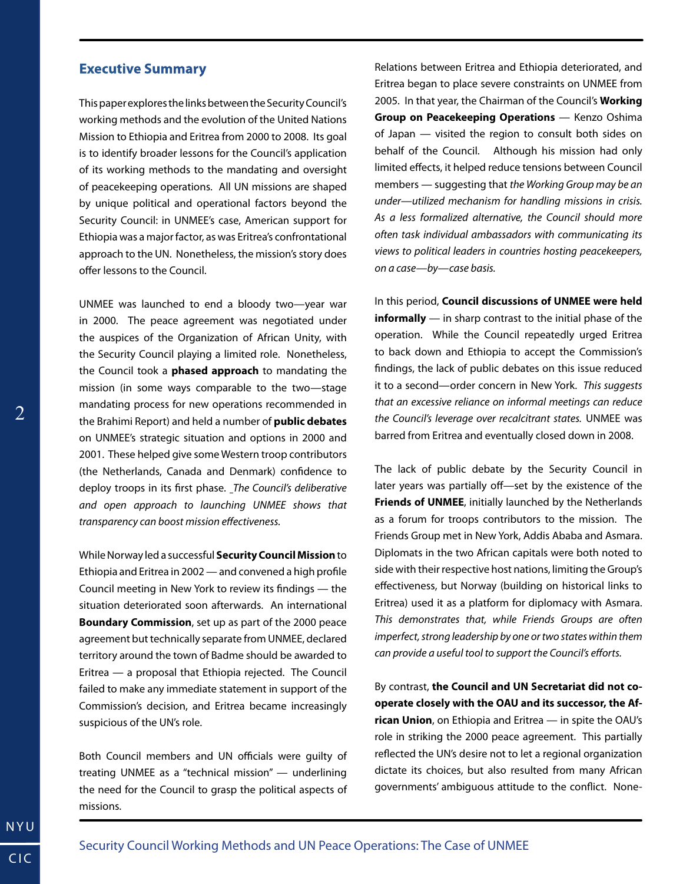## Executive Summary

This paper explores the links between the Security Council's working methods and the evolution of the United Nations Mission to Ethiopia and Eritrea from 2000 to 2008. Its goal is to identify broader lessons for the Council's application of its working methods to the mandating and oversight of peacekeeping operations. All UN missions are shaped by unique political and operational factors beyond the Security Council: in UNMEE's case, American support for Ethiopia was a major factor, as was Eritrea's confrontational approach to the UN. Nonetheless, the mission's story does offer lessons to the Council.

UNMEE was launched to end a bloody two—year war in 2000. The peace agreement was negotiated under the auspices of the Organization of African Unity, with the Security Council playing a limited role. Nonetheless, the Council took a **phased approach** to mandating the mission (in some ways comparable to the two—stage mandating process for new operations recommended in the Brahimi Report) and held a number of **public debates** on UNMEE's strategic situation and options in 2000 and 2001. These helped give some Western troop contributors (the Netherlands, Canada and Denmark) confidence to deploy troops in its first phase. *The Council's deliberative and open approach to launching UNMEE shows that transparency can boost mission effectiveness.*

While Norway led a successful **Security Council Mission** to Ethiopia and Eritrea in 2002 — and convened a high profile Council meeting in New York to review its findings — the situation deteriorated soon afterwards. An international **Boundary Commission**, set up as part of the 2000 peace agreement but technically separate from UNMEE, declared territory around the town of Badme should be awarded to Eritrea — a proposal that Ethiopia rejected. The Council failed to make any immediate statement in support of the Commission's decision, and Eritrea became increasingly suspicious of the UN's role.

Both Council members and UN officials were guilty of treating UNMEE as a "technical mission" — underlining the need for the Council to grasp the political aspects of missions.

Relations between Eritrea and Ethiopia deteriorated, and Eritrea began to place severe constraints on UNMEE from 2005. In that year, the Chairman of the Council's **Working Group on Peacekeeping Operations** — Kenzo Oshima of Japan — visited the region to consult both sides on behalf of the Council. Although his mission had only limited effects, it helped reduce tensions between Council members — suggesting that *the Working Group may be an under—utilized mechanism for handling missions in crisis. As a less formalized alternative, the Council should more often task individual ambassadors with communicating its views to political leaders in countries hosting peacekeepers, on a case—by—case basis.*

In this period, **Council discussions of UNMEE were held informally** — in sharp contrast to the initial phase of the operation. While the Council repeatedly urged Eritrea to back down and Ethiopia to accept the Commission's findings, the lack of public debates on this issue reduced it to a second—order concern in New York. *This suggests that an excessive reliance on informal meetings can reduce the Council's leverage over recalcitrant states.* UNMEE was barred from Eritrea and eventually closed down in 2008.

The lack of public debate by the Security Council in later years was partially off—set by the existence of the **Friends of UNMEE**, initially launched by the Netherlands as a forum for troops contributors to the mission. The Friends Group met in New York, Addis Ababa and Asmara. Diplomats in the two African capitals were both noted to side with their respective host nations, limiting the Group's effectiveness, but Norway (building on historical links to Eritrea) used it as a platform for diplomacy with Asmara. *This demonstrates that, while Friends Groups are often imperfect, strong leadership by one or two states within them can provide a useful tool to support the Council's efforts.*

By contrast, **the Council and UN Secretariat did not co-operate closely with the OAU and its successor, the African Union**, on Ethiopia and Eritrea — in spite the OAU's role in striking the 2000 peace agreement. This partially reflected the UN's desire not to let a regional organization dictate its choices, but also resulted from many African governments' ambiguous attitude to the conflict. None-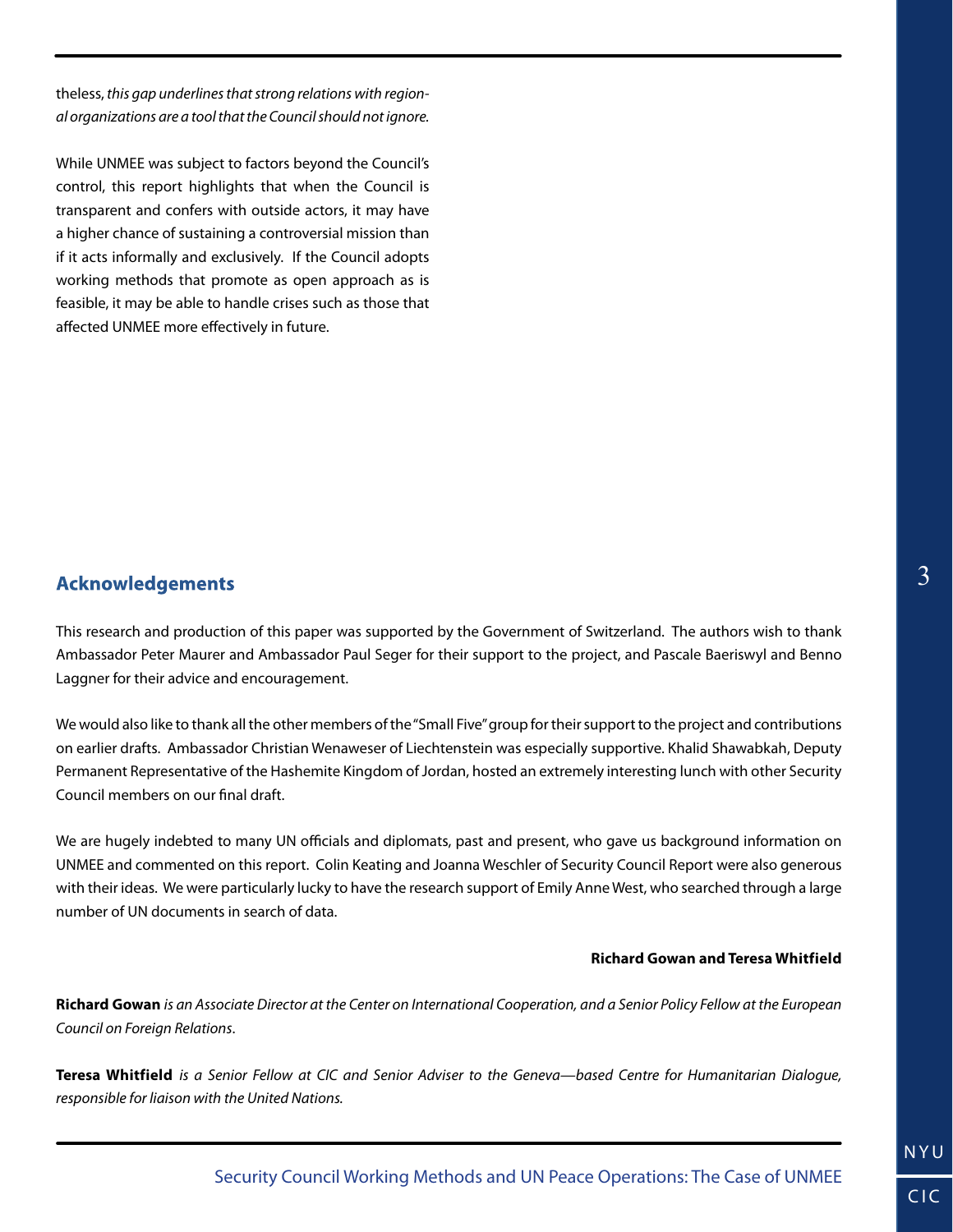theless, *this gap underlines that strong relations with regional organizations are a tool that the Council should not ignore.*

While UNMEE was subject to factors beyond the Council's control, this report highlights that when the Council is transparent and confers with outside actors, it may have a higher chance of sustaining a controversial mission than if it acts informally and exclusively. If the Council adopts working methods that promote as open approach as is feasible, it may be able to handle crises such as those that affected UNMEE more effectively in future.

## Acknowledgements

This research and production of this paper was supported by the Government of Switzerland. The authors wish to thank Ambassador Peter Maurer and Ambassador Paul Seger for their support to the project, and Pascale Baeriswyl and Benno Laggner for their advice and encouragement.

We would also like to thank all the other members of the "Small Five" group for their support to the project and contributions on earlier drafts. Ambassador Christian Wenaweser of Liechtenstein was especially supportive. Khalid Shawabkah, Deputy Permanent Representative of the Hashemite Kingdom of Jordan, hosted an extremely interesting lunch with other Security Council members on our final draft.

We are hugely indebted to many UN officials and diplomats, past and present, who gave us background information on UNMEE and commented on this report. Colin Keating and Joanna Weschler of Security Council Report were also generous with their ideas. We were particularly lucky to have the research support of Emily Anne West, who searched through a large number of UN documents in search of data.

**Richard Gowan and Teresa Whitfield**

**Richard Gowan** *is an Associate Director at the Center on International Cooperation, and a Senior Policy Fellow at the European Council on Foreign Relations*.

**Teresa Whitfield** *is a Senior Fellow at CIC and Senior Adviser to the Geneva—based Centre for Humanitarian Dialogue, responsible for liaison with the United Nations.*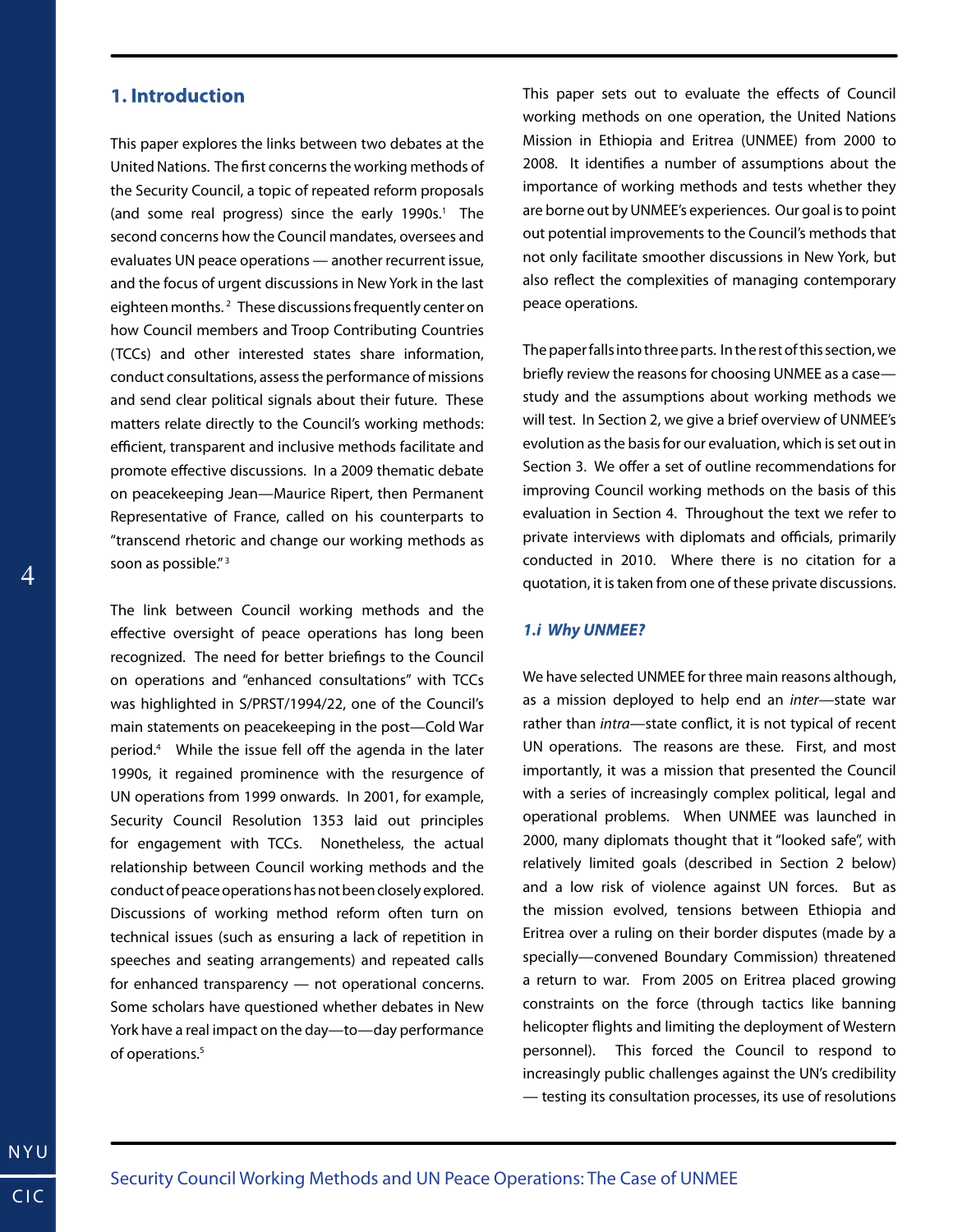## 1. Introduction

This paper explores the links between two debates at the United Nations. The first concerns the working methods of the Security Council, a topic of repeated reform proposals (and some real progress) since the early 1990s.[1] The second concerns how the Council mandates, oversees and evaluates UN peace operations — another recurrent issue, and the focus of urgent discussions in New York in the last eighteen months.[2] These discussions frequently center on how Council members and Troop Contributing Countries (TCCs) and other interested states share information, conduct consultations, assess the performance of missions and send clear political signals about their future. These matters relate directly to the Council's working methods: efficient, transparent and inclusive methods facilitate and promote effective discussions. In a 2009 thematic debate on peacekeeping Jean—Maurice Ripert, then Permanent Representative of France, called on his counterparts to "transcend rhetoric and change our working methods as soon as possible."[3]

The link between Council working methods and the effective oversight of peace operations has long been recognized. The need for better briefings to the Council on operations and "enhanced consultations" with TCCs was highlighted in S/PRST/1994/22, one of the Council's main statements on peacekeeping in the post—Cold War period.[4] While the issue fell off the agenda in the later 1990s, it regained prominence with the resurgence of UN operations from 1999 onwards. In 2001, for example, Security Council Resolution 1353 laid out principles for engagement with TCCs. Nonetheless, the actual relationship between Council working methods and the conduct of peace operations has not been closely explored. Discussions of working method reform often turn on technical issues (such as ensuring a lack of repetition in speeches and seating arrangements) and repeated calls for enhanced transparency — not operational concerns. Some scholars have questioned whether debates in New York have a real impact on the day—to—day performance of operations.[5]

This paper sets out to evaluate the effects of Council working methods on one operation, the United Nations Mission in Ethiopia and Eritrea (UNMEE) from 2000 to 2008. It identifies a number of assumptions about the importance of working methods and tests whether they are borne out by UNMEE's experiences. Our goal is to point out potential improvements to the Council's methods that not only facilitate smoother discussions in New York, but also reflect the complexities of managing contemporary peace operations.

The paper falls into three parts. In the rest of this section, we briefly review the reasons for choosing UNMEE as a case—study and the assumptions about working methods we will test. In Section 2, we give a brief overview of UNMEE's evolution as the basis for our evaluation, which is set out in Section 3. We offer a set of outline recommendations for improving Council working methods on the basis of this evaluation in Section 4. Throughout the text we refer to private interviews with diplomats and officials, primarily conducted in 2010. Where there is no citation for a quotation, it is taken from one of these private discussions.

### *1.i Why UNMEE?*

We have selected UNMEE for three main reasons although, as a mission deployed to help end an *inter*—state war rather than *intra*—state conflict, it is not typical of recent UN operations. The reasons are these. First, and most importantly, it was a mission that presented the Council with a series of increasingly complex political, legal and operational problems. When UNMEE was launched in 2000, many diplomats thought that it "looked safe", with relatively limited goals (described in Section 2 below) and a low risk of violence against UN forces. But as the mission evolved, tensions between Ethiopia and Eritrea over a ruling on their border disputes (made by a specially—convened Boundary Commission) threatened a return to war. From 2005 on Eritrea placed growing constraints on the force (through tactics like banning helicopter flights and limiting the deployment of Western personnel). This forced the Council to respond to increasingly public challenges against the UN's credibility — testing its consultation processes, its use of resolutions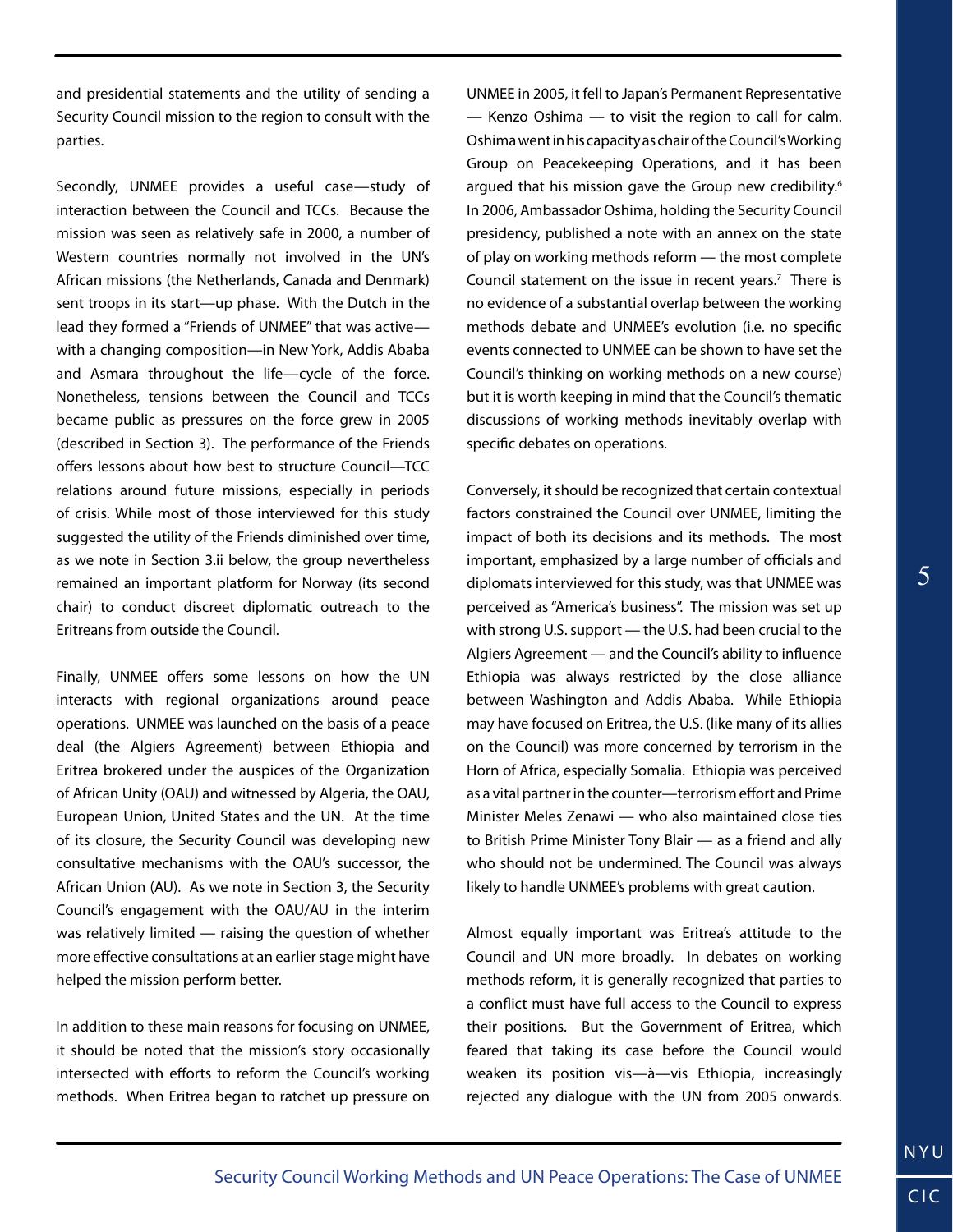and presidential statements and the utility of sending a Security Council mission to the region to consult with the parties.

Secondly, UNMEE provides a useful case—study of interaction between the Council and TCCs. Because the mission was seen as relatively safe in 2000, a number of Western countries normally not involved in the UN's African missions (the Netherlands, Canada and Denmark) sent troops in its start—up phase. With the Dutch in the lead they formed a "Friends of UNMEE" that was active—with a changing composition—in New York, Addis Ababa and Asmara throughout the life—cycle of the force. Nonetheless, tensions between the Council and TCCs became public as pressures on the force grew in 2005 (described in Section 3). The performance of the Friends offers lessons about how best to structure Council—TCC relations around future missions, especially in periods of crisis. While most of those interviewed for this study suggested the utility of the Friends diminished over time, as we note in Section 3.ii below, the group nevertheless remained an important platform for Norway (its second chair) to conduct discreet diplomatic outreach to the Eritreans from outside the Council.

Finally, UNMEE offers some lessons on how the UN interacts with regional organizations around peace operations. UNMEE was launched on the basis of a peace deal (the Algiers Agreement) between Ethiopia and Eritrea brokered under the auspices of the Organization of African Unity (OAU) and witnessed by Algeria, the OAU, European Union, United States and the UN. At the time of its closure, the Security Council was developing new consultative mechanisms with the OAU's successor, the African Union (AU). As we note in Section 3, the Security Council's engagement with the OAU/AU in the interim was relatively limited — raising the question of whether more effective consultations at an earlier stage might have helped the mission perform better.

In addition to these main reasons for focusing on UNMEE, it should be noted that the mission's story occasionally intersected with efforts to reform the Council's working methods. When Eritrea began to ratchet up pressure on UNMEE in 2005, it fell to Japan's Permanent Representative — Kenzo Oshima — to visit the region to call for calm. Oshima went in his capacity as chair of the Council's Working Group on Peacekeeping Operations, and it has been argued that his mission gave the Group new credibility.[6] In 2006, Ambassador Oshima, holding the Security Council presidency, published a note with an annex on the state of play on working methods reform — the most complete Council statement on the issue in recent years.[7] There is no evidence of a substantial overlap between the working methods debate and UNMEE's evolution (i.e. no specific events connected to UNMEE can be shown to have set the Council's thinking on working methods on a new course) but it is worth keeping in mind that the Council's thematic discussions of working methods inevitably overlap with specific debates on operations.

Conversely, it should be recognized that certain contextual factors constrained the Council over UNMEE, limiting the impact of both its decisions and its methods. The most important, emphasized by a large number of officials and diplomats interviewed for this study, was that UNMEE was perceived as "America's business". The mission was set up with strong U.S. support — the U.S. had been crucial to the Algiers Agreement — and the Council's ability to influence Ethiopia was always restricted by the close alliance between Washington and Addis Ababa. While Ethiopia may have focused on Eritrea, the U.S. (like many of its allies on the Council) was more concerned by terrorism in the Horn of Africa, especially Somalia. Ethiopia was perceived as a vital partner in the counter—terrorism effort and Prime Minister Meles Zenawi — who also maintained close ties to British Prime Minister Tony Blair — as a friend and ally who should not be undermined. The Council was always likely to handle UNMEE's problems with great caution.

Almost equally important was Eritrea's attitude to the Council and UN more broadly. In debates on working methods reform, it is generally recognized that parties to a conflict must have full access to the Council to express their positions. But the Government of Eritrea, which feared that taking its case before the Council would weaken its position vis—à—vis Ethiopia, increasingly rejected any dialogue with the UN from 2005 onwards.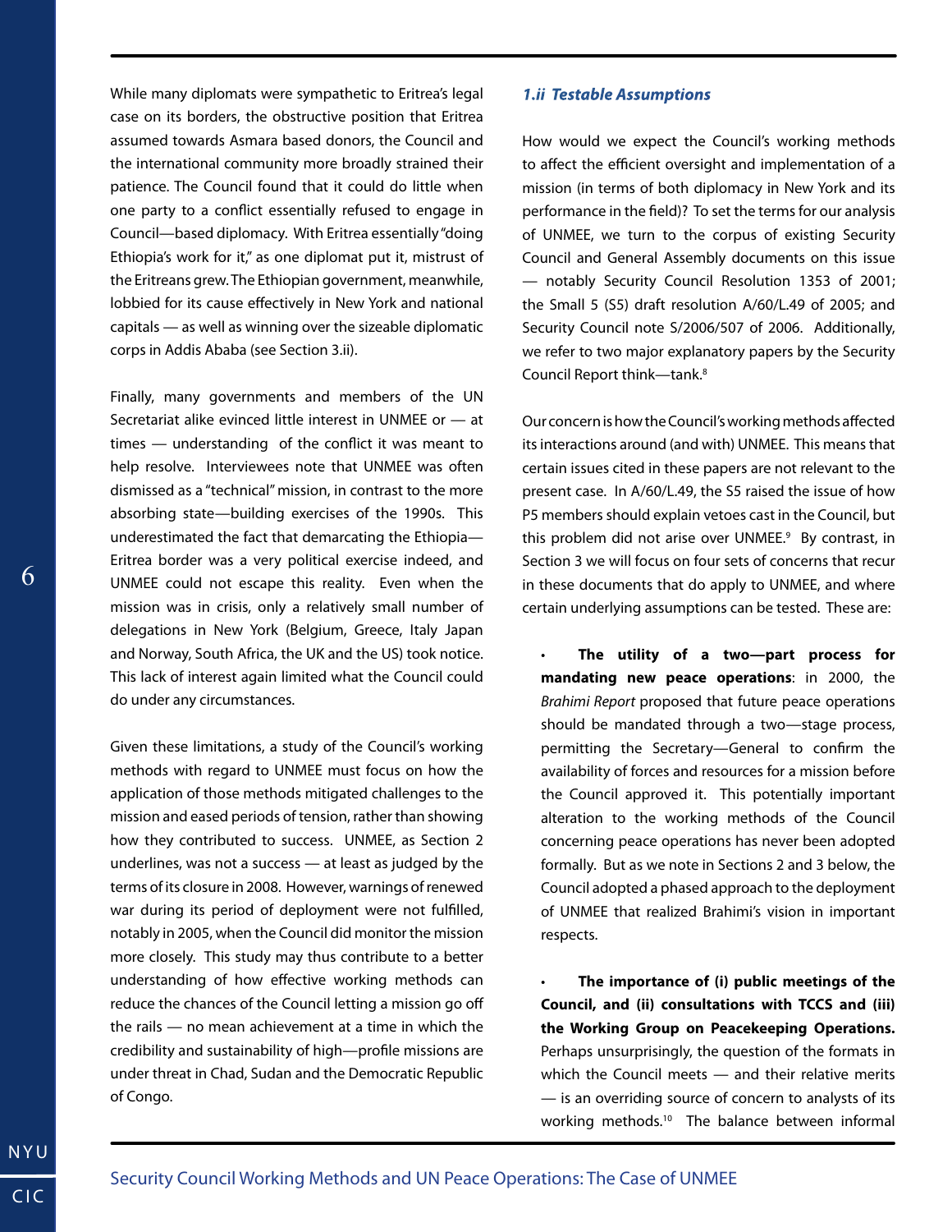While many diplomats were sympathetic to Eritrea's legal case on its borders, the obstructive position that Eritrea assumed towards Asmara based donors, the Council and the international community more broadly strained their patience. The Council found that it could do little when one party to a conflict essentially refused to engage in Council—based diplomacy. With Eritrea essentially "doing Ethiopia's work for it," as one diplomat put it, mistrust of the Eritreans grew. The Ethiopian government, meanwhile, lobbied for its cause effectively in New York and national capitals — as well as winning over the sizeable diplomatic corps in Addis Ababa (see Section 3.ii).

Finally, many governments and members of the UN Secretariat alike evinced little interest in UNMEE or — at times — understanding of the conflict it was meant to help resolve. Interviewees note that UNMEE was often dismissed as a "technical" mission, in contrast to the more absorbing state—building exercises of the 1990s. This underestimated the fact that demarcating the Ethiopia—Eritrea border was a very political exercise indeed, and UNMEE could not escape this reality. Even when the mission was in crisis, only a relatively small number of delegations in New York (Belgium, Greece, Italy Japan and Norway, South Africa, the UK and the US) took notice. This lack of interest again limited what the Council could do under any circumstances.

Given these limitations, a study of the Council's working methods with regard to UNMEE must focus on how the application of those methods mitigated challenges to the mission and eased periods of tension, rather than showing how they contributed to success. UNMEE, as Section 2 underlines, was not a success — at least as judged by the terms of its closure in 2008. However, warnings of renewed war during its period of deployment were not fulfilled, notably in 2005, when the Council did monitor the mission more closely. This study may thus contribute to a better understanding of how effective working methods can reduce the chances of the Council letting a mission go off the rails — no mean achievement at a time in which the credibility and sustainability of high—profile missions are under threat in Chad, Sudan and the Democratic Republic of Congo.

### *1.ii Testable Assumptions*

How would we expect the Council's working methods to affect the efficient oversight and implementation of a mission (in terms of both diplomacy in New York and its performance in the field)? To set the terms for our analysis of UNMEE, we turn to the corpus of existing Security Council and General Assembly documents on this issue — notably Security Council Resolution 1353 of 2001; the Small 5 (S5) draft resolution A/60/L.49 of 2005; and Security Council note S/2006/507 of 2006. Additionally, we refer to two major explanatory papers by the Security Council Report think—tank.[8]

Our concern is how the Council's working methods affected its interactions around (and with) UNMEE. This means that certain issues cited in these papers are not relevant to the present case. In A/60/L.49, the S5 raised the issue of how P5 members should explain vetoes cast in the Council, but this problem did not arise over UNMEE.[9] By contrast, in Section 3 we will focus on four sets of concerns that recur in these documents that do apply to UNMEE, and where certain underlying assumptions can be tested. These are:

- **The utility of a two—part process for mandating new peace operations**: in 2000, the *Brahimi Report* proposed that future peace operations should be mandated through a two—stage process, permitting the Secretary—General to confirm the availability of forces and resources for a mission before the Council approved it. This potentially important alteration to the working methods of the Council concerning peace operations has never been adopted formally. But as we note in Sections 2 and 3 below, the Council adopted a phased approach to the deployment of UNMEE that realized Brahimi's vision in important respects.

- **The importance of (i) public meetings of the Council, and (ii) consultations with TCCS and (iii) the Working Group on Peacekeeping Operations.** Perhaps unsurprisingly, the question of the formats in which the Council meets — and their relative merits — is an overriding source of concern to analysts of its working methods.[10] The balance between informal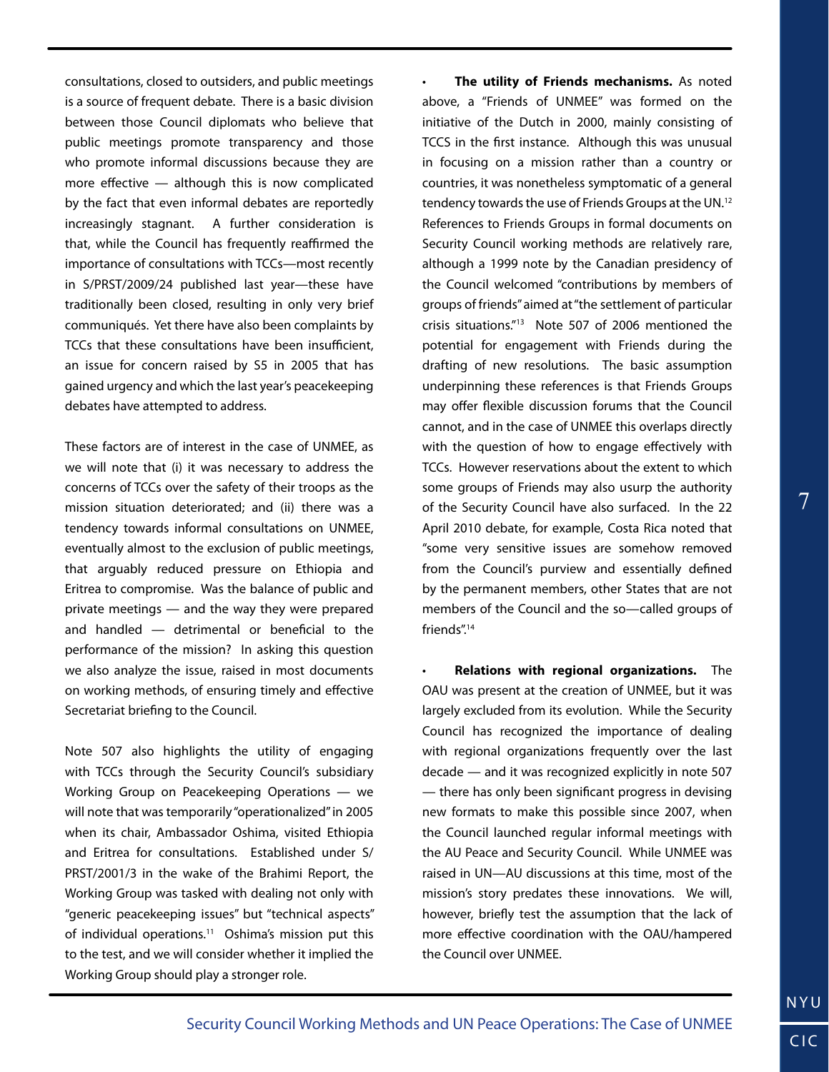consultations, closed to outsiders, and public meetings is a source of frequent debate. There is a basic division between those Council diplomats who believe that public meetings promote transparency and those who promote informal discussions because they are more effective — although this is now complicated by the fact that even informal debates are reportedly increasingly stagnant. A further consideration is that, while the Council has frequently reaffirmed the importance of consultations with TCCs—most recently in S/PRST/2009/24 published last year—these have traditionally been closed, resulting in only very brief communiqués. Yet there have also been complaints by TCCs that these consultations have been insufficient, an issue for concern raised by S5 in 2005 that has gained urgency and which the last year's peacekeeping debates have attempted to address.

These factors are of interest in the case of UNMEE, as we will note that (i) it was necessary to address the concerns of TCCs over the safety of their troops as the mission situation deteriorated; and (ii) there was a tendency towards informal consultations on UNMEE, eventually almost to the exclusion of public meetings, that arguably reduced pressure on Ethiopia and Eritrea to compromise. Was the balance of public and private meetings — and the way they were prepared and handled — detrimental or beneficial to the performance of the mission? In asking this question we also analyze the issue, raised in most documents on working methods, of ensuring timely and effective Secretariat briefing to the Council.

Note 507 also highlights the utility of engaging with TCCs through the Security Council's subsidiary Working Group on Peacekeeping Operations — we will note that was temporarily "operationalized" in 2005 when its chair, Ambassador Oshima, visited Ethiopia and Eritrea for consultations. Established under S/PRST/2001/3 in the wake of the Brahimi Report, the Working Group was tasked with dealing not only with "generic peacekeeping issues" but "technical aspects" of individual operations.[11] Oshima's mission put this to the test, and we will consider whether it implied the Working Group should play a stronger role.

- **The utility of Friends mechanisms.** As noted above, a "Friends of UNMEE" was formed on the initiative of the Dutch in 2000, mainly consisting of TCCS in the first instance. Although this was unusual in focusing on a mission rather than a country or countries, it was nonetheless symptomatic of a general tendency towards the use of Friends Groups at the UN.[12] References to Friends Groups in formal documents on Security Council working methods are relatively rare, although a 1999 note by the Canadian presidency of the Council welcomed "contributions by members of groups of friends" aimed at "the settlement of particular crisis situations."[13] Note 507 of 2006 mentioned the potential for engagement with Friends during the drafting of new resolutions. The basic assumption underpinning these references is that Friends Groups may offer flexible discussion forums that the Council cannot, and in the case of UNMEE this overlaps directly with the question of how to engage effectively with TCCs. However reservations about the extent to which some groups of Friends may also usurp the authority of the Security Council have also surfaced. In the 22 April 2010 debate, for example, Costa Rica noted that "some very sensitive issues are somehow removed from the Council's purview and essentially defined by the permanent members, other States that are not members of the Council and the so—called groups of friends".[14]

- **Relations with regional organizations.** The OAU was present at the creation of UNMEE, but it was largely excluded from its evolution. While the Security Council has recognized the importance of dealing with regional organizations frequently over the last decade — and it was recognized explicitly in note 507 — there has only been significant progress in devising new formats to make this possible since 2007, when the Council launched regular informal meetings with the AU Peace and Security Council. While UNMEE was raised in UN—AU discussions at this time, most of the mission's story predates these innovations. We will, however, briefly test the assumption that the lack of more effective coordination with the OAU/hampered the Council over UNMEE.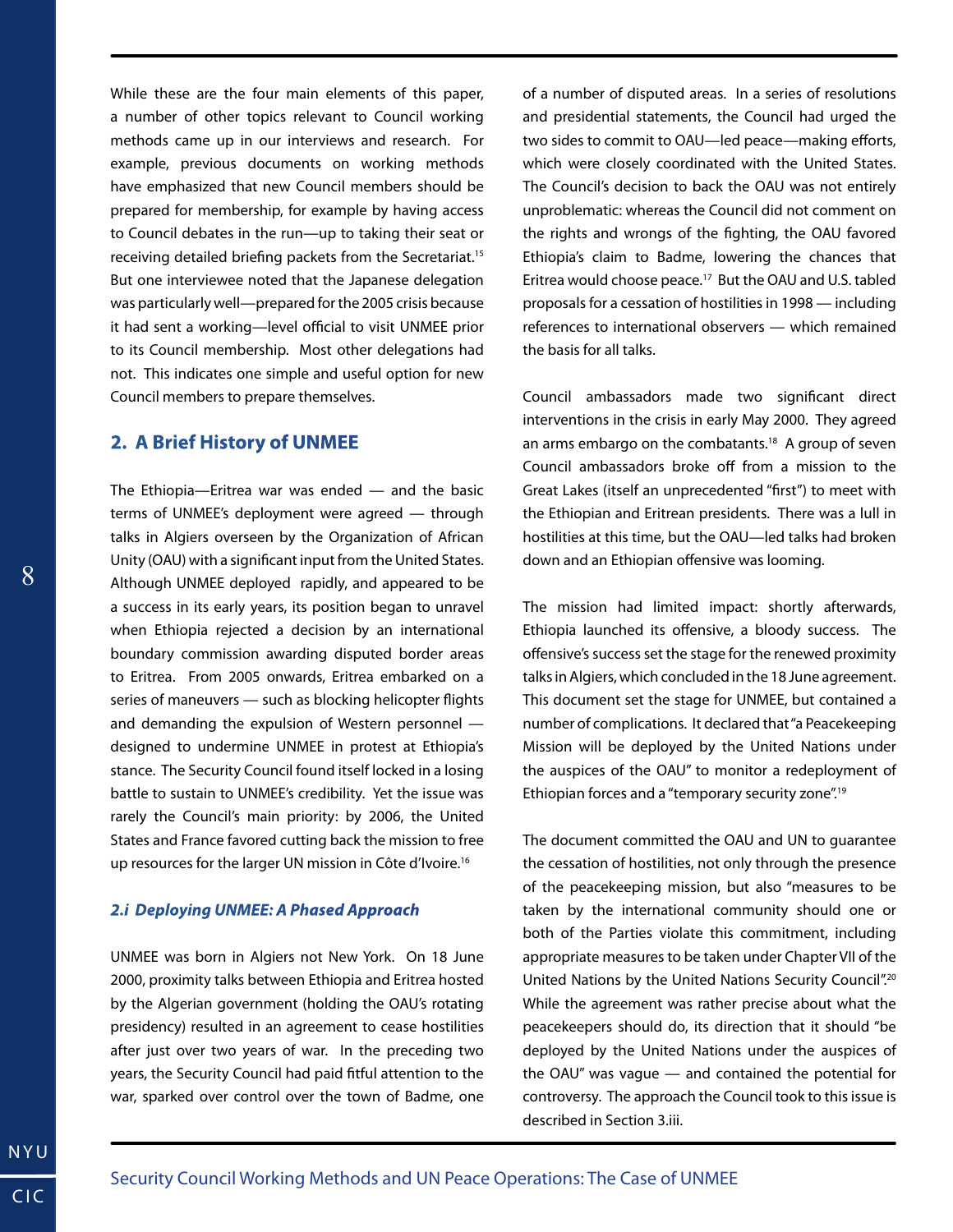While these are the four main elements of this paper, a number of other topics relevant to Council working methods came up in our interviews and research. For example, previous documents on working methods have emphasized that new Council members should be prepared for membership, for example by having access to Council debates in the run—up to taking their seat or receiving detailed briefing packets from the Secretariat.[15] But one interviewee noted that the Japanese delegation was particularly well—prepared for the 2005 crisis because it had sent a working—level official to visit UNMEE prior to its Council membership. Most other delegations had not. This indicates one simple and useful option for new Council members to prepare themselves.

## 2. A Brief History of UNMEE

The Ethiopia—Eritrea war was ended — and the basic terms of UNMEE's deployment were agreed — through talks in Algiers overseen by the Organization of African Unity (OAU) with a significant input from the United States. Although UNMEE deployed rapidly, and appeared to be a success in its early years, its position began to unravel when Ethiopia rejected a decision by an international boundary commission awarding disputed border areas to Eritrea. From 2005 onwards, Eritrea embarked on a series of maneuvers — such as blocking helicopter flights and demanding the expulsion of Western personnel — designed to undermine UNMEE in protest at Ethiopia's stance. The Security Council found itself locked in a losing battle to sustain to UNMEE's credibility. Yet the issue was rarely the Council's main priority: by 2006, the United States and France favored cutting back the mission to free up resources for the larger UN mission in Côte d'Ivoire.[16]

### *2.i Deploying UNMEE: A Phased Approach*

UNMEE was born in Algiers not New York. On 18 June 2000, proximity talks between Ethiopia and Eritrea hosted by the Algerian government (holding the OAU's rotating presidency) resulted in an agreement to cease hostilities after just over two years of war. In the preceding two years, the Security Council had paid fitful attention to the war, sparked over control over the town of Badme, one of a number of disputed areas. In a series of resolutions and presidential statements, the Council had urged the two sides to commit to OAU—led peace—making efforts, which were closely coordinated with the United States. The Council's decision to back the OAU was not entirely unproblematic: whereas the Council did not comment on the rights and wrongs of the fighting, the OAU favored Ethiopia's claim to Badme, lowering the chances that Eritrea would choose peace.[17] But the OAU and U.S. tabled proposals for a cessation of hostilities in 1998 — including references to international observers — which remained the basis for all talks.

Council ambassadors made two significant direct interventions in the crisis in early May 2000. They agreed an arms embargo on the combatants.[18] A group of seven Council ambassadors broke off from a mission to the Great Lakes (itself an unprecedented "first") to meet with the Ethiopian and Eritrean presidents. There was a lull in hostilities at this time, but the OAU—led talks had broken down and an Ethiopian offensive was looming.

The mission had limited impact: shortly afterwards, Ethiopia launched its offensive, a bloody success. The offensive's success set the stage for the renewed proximity talks in Algiers, which concluded in the 18 June agreement. This document set the stage for UNMEE, but contained a number of complications. It declared that "a Peacekeeping Mission will be deployed by the United Nations under the auspices of the OAU" to monitor a redeployment of Ethiopian forces and a "temporary security zone".[19]

The document committed the OAU and UN to guarantee the cessation of hostilities, not only through the presence of the peacekeeping mission, but also "measures to be taken by the international community should one or both of the Parties violate this commitment, including appropriate measures to be taken under Chapter VII of the United Nations by the United Nations Security Council".[20] While the agreement was rather precise about what the peacekeepers should do, its direction that it should "be deployed by the United Nations under the auspices of the OAU" was vague — and contained the potential for controversy. The approach the Council took to this issue is described in Section 3.iii.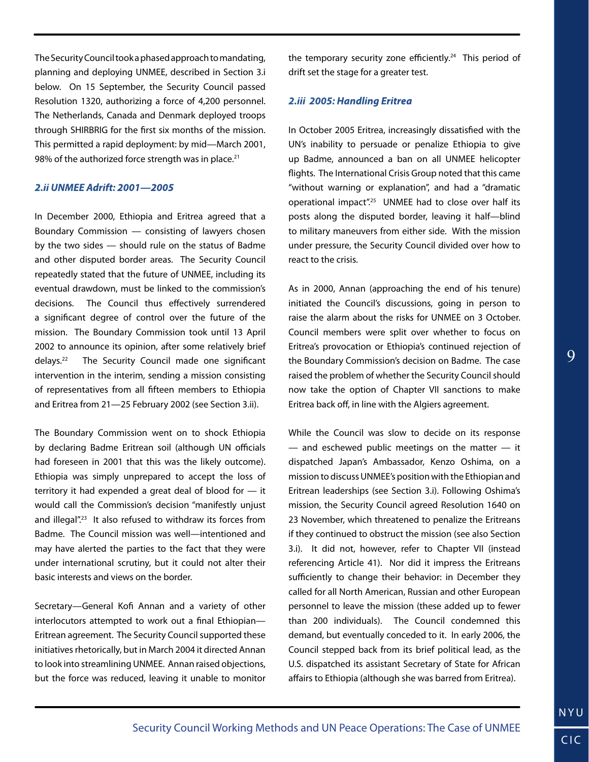The Security Council took a phased approach to mandating, planning and deploying UNMEE, described in Section 3.i below. On 15 September, the Security Council passed Resolution 1320, authorizing a force of 4,200 personnel. The Netherlands, Canada and Denmark deployed troops through SHIRBRIG for the first six months of the mission. This permitted a rapid deployment: by mid—March 2001, 98% of the authorized force strength was in place.[21]

### *2.ii UNMEE Adrift: 2001—2005*

In December 2000, Ethiopia and Eritrea agreed that a Boundary Commission — consisting of lawyers chosen by the two sides — should rule on the status of Badme and other disputed border areas. The Security Council repeatedly stated that the future of UNMEE, including its eventual drawdown, must be linked to the commission's decisions. The Council thus effectively surrendered a significant degree of control over the future of the mission. The Boundary Commission took until 13 April 2002 to announce its opinion, after some relatively brief delays.[22] The Security Council made one significant intervention in the interim, sending a mission consisting of representatives from all fifteen members to Ethiopia and Eritrea from 21—25 February 2002 (see Section 3.ii).

The Boundary Commission went on to shock Ethiopia by declaring Badme Eritrean soil (although UN officials had foreseen in 2001 that this was the likely outcome). Ethiopia was simply unprepared to accept the loss of territory it had expended a great deal of blood for — it would call the Commission's decision "manifestly unjust and illegal".[23] It also refused to withdraw its forces from Badme. The Council mission was well—intentioned and may have alerted the parties to the fact that they were under international scrutiny, but it could not alter their basic interests and views on the border.

Secretary—General Kofi Annan and a variety of other interlocutors attempted to work out a final Ethiopian—Eritrean agreement. The Security Council supported these initiatives rhetorically, but in March 2004 it directed Annan to look into streamlining UNMEE. Annan raised objections, but the force was reduced, leaving it unable to monitor the temporary security zone efficiently.[24] This period of drift set the stage for a greater test.

### *2.iii 2005: Handling Eritrea*

In October 2005 Eritrea, increasingly dissatisfied with the UN's inability to persuade or penalize Ethiopia to give up Badme, announced a ban on all UNMEE helicopter flights. The International Crisis Group noted that this came "without warning or explanation", and had a "dramatic operational impact".[25] UNMEE had to close over half its posts along the disputed border, leaving it half—blind to military maneuvers from either side. With the mission under pressure, the Security Council divided over how to react to the crisis.

As in 2000, Annan (approaching the end of his tenure) initiated the Council's discussions, going in person to raise the alarm about the risks for UNMEE on 3 October. Council members were split over whether to focus on Eritrea's provocation or Ethiopia's continued rejection of the Boundary Commission's decision on Badme. The case raised the problem of whether the Security Council should now take the option of Chapter VII sanctions to make Eritrea back off, in line with the Algiers agreement.

While the Council was slow to decide on its response — and eschewed public meetings on the matter — it dispatched Japan's Ambassador, Kenzo Oshima, on a mission to discuss UNMEE's position with the Ethiopian and Eritrean leaderships (see Section 3.i). Following Oshima's mission, the Security Council agreed Resolution 1640 on 23 November, which threatened to penalize the Eritreans if they continued to obstruct the mission (see also Section 3.i). It did not, however, refer to Chapter VII (instead referencing Article 41). Nor did it impress the Eritreans sufficiently to change their behavior: in December they called for all North American, Russian and other European personnel to leave the mission (these added up to fewer than 200 individuals). The Council condemned this demand, but eventually conceded to it. In early 2006, the Council stepped back from its brief political lead, as the U.S. dispatched its assistant Secretary of State for African affairs to Ethiopia (although she was barred from Eritrea).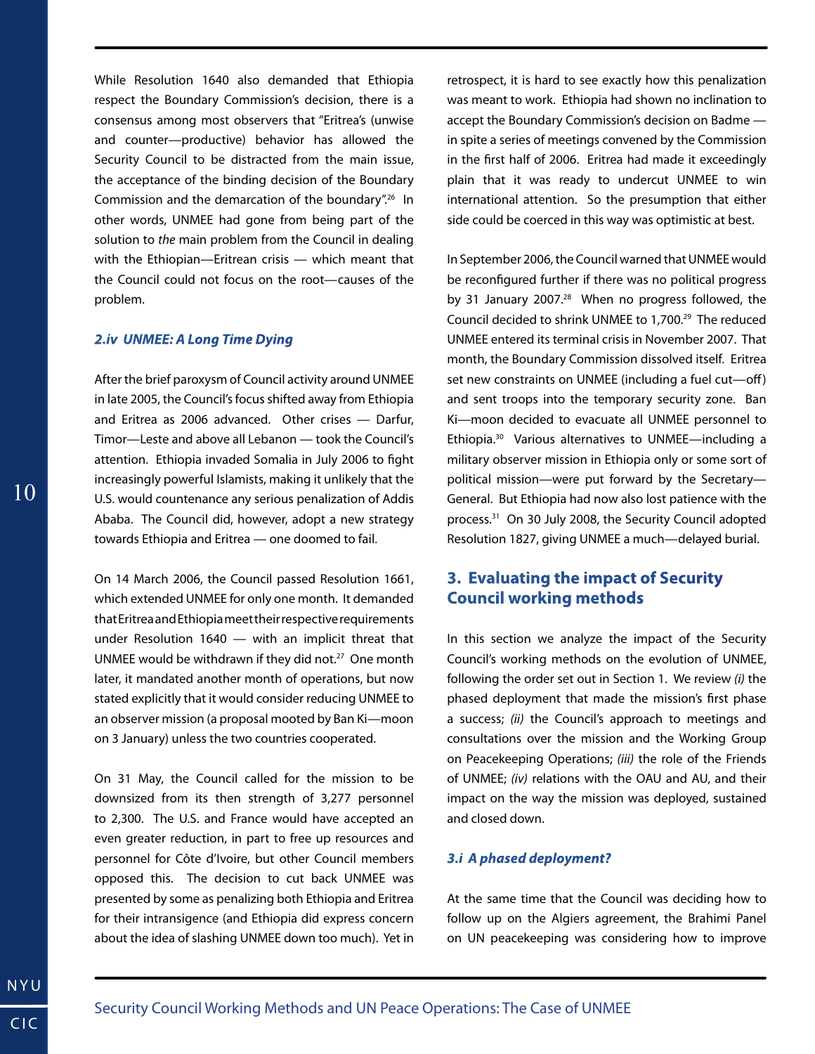While Resolution 1640 also demanded that Ethiopia respect the Boundary Commission's decision, there is a consensus among most observers that "Eritrea's (unwise and counter—productive) behavior has allowed the Security Council to be distracted from the main issue, the acceptance of the binding decision of the Boundary Commission and the demarcation of the boundary".[26] In other words, UNMEE had gone from being part of the solution to *the* main problem from the Council in dealing with the Ethiopian—Eritrean crisis — which meant that the Council could not focus on the root—causes of the problem.

### *2.iv UNMEE: A Long Time Dying*

After the brief paroxysm of Council activity around UNMEE in late 2005, the Council's focus shifted away from Ethiopia and Eritrea as 2006 advanced. Other crises — Darfur, Timor—Leste and above all Lebanon — took the Council's attention. Ethiopia invaded Somalia in July 2006 to fight increasingly powerful Islamists, making it unlikely that the U.S. would countenance any serious penalization of Addis Ababa. The Council did, however, adopt a new strategy towards Ethiopia and Eritrea — one doomed to fail.

On 14 March 2006, the Council passed Resolution 1661, which extended UNMEE for only one month. It demanded that Eritrea and Ethiopia meet their respective requirements under Resolution 1640 — with an implicit threat that UNMEE would be withdrawn if they did not.[27] One month later, it mandated another month of operations, but now stated explicitly that it would consider reducing UNMEE to an observer mission (a proposal mooted by Ban Ki—moon on 3 January) unless the two countries cooperated.

On 31 May, the Council called for the mission to be downsized from its then strength of 3,277 personnel to 2,300. The U.S. and France would have accepted an even greater reduction, in part to free up resources and personnel for Côte d'Ivoire, but other Council members opposed this. The decision to cut back UNMEE was presented by some as penalizing both Ethiopia and Eritrea for their intransigence (and Ethiopia did express concern about the idea of slashing UNMEE down too much). Yet in retrospect, it is hard to see exactly how this penalization was meant to work. Ethiopia had shown no inclination to accept the Boundary Commission's decision on Badme — in spite a series of meetings convened by the Commission in the first half of 2006. Eritrea had made it exceedingly plain that it was ready to undercut UNMEE to win international attention. So the presumption that either side could be coerced in this way was optimistic at best.

In September 2006, the Council warned that UNMEE would be reconfigured further if there was no political progress by 31 January 2007.[28] When no progress followed, the Council decided to shrink UNMEE to 1,700.[29] The reduced UNMEE entered its terminal crisis in November 2007. That month, the Boundary Commission dissolved itself. Eritrea set new constraints on UNMEE (including a fuel cut—off) and sent troops into the temporary security zone. Ban Ki—moon decided to evacuate all UNMEE personnel to Ethiopia.[30] Various alternatives to UNMEE—including a military observer mission in Ethiopia only or some sort of political mission—were put forward by the Secretary—General. But Ethiopia had now also lost patience with the process.[31] On 30 July 2008, the Security Council adopted Resolution 1827, giving UNMEE a much—delayed burial.

## 3. Evaluating the impact of Security Council working methods

In this section we analyze the impact of the Security Council's working methods on the evolution of UNMEE, following the order set out in Section 1. We review *(i)* the phased deployment that made the mission's first phase a success; *(ii)* the Council's approach to meetings and consultations over the mission and the Working Group on Peacekeeping Operations; *(iii)* the role of the Friends of UNMEE; *(iv)* relations with the OAU and AU, and their impact on the way the mission was deployed, sustained and closed down.

### *3.i A phased deployment?*

At the same time that the Council was deciding how to follow up on the Algiers agreement, the Brahimi Panel on UN peacekeeping was considering how to improve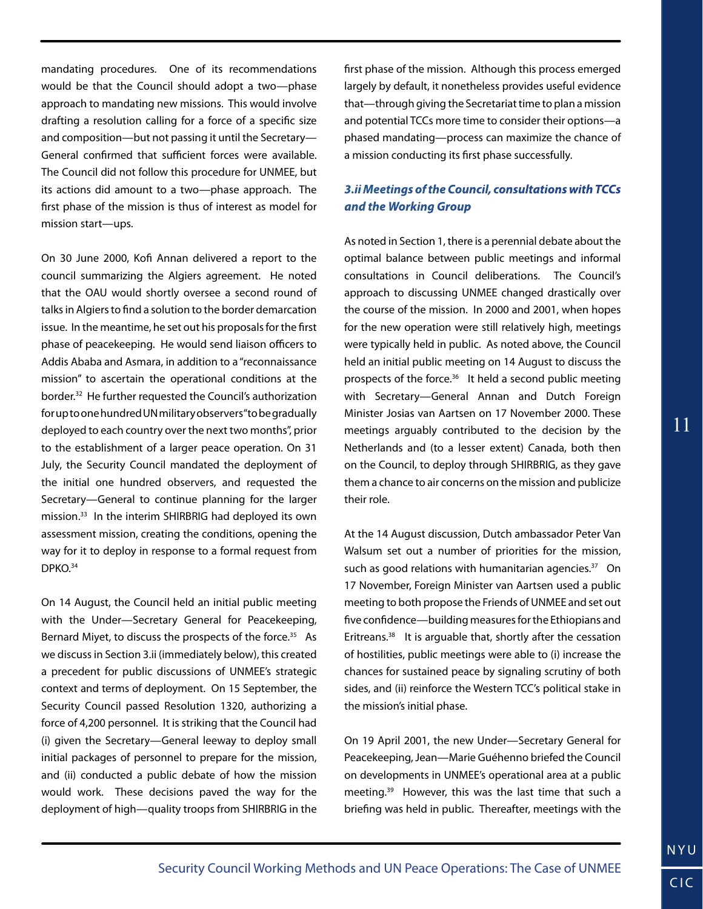mandating procedures. One of its recommendations would be that the Council should adopt a two—phase approach to mandating new missions. This would involve drafting a resolution calling for a force of a specific size and composition—but not passing it until the Secretary—General confirmed that sufficient forces were available. The Council did not follow this procedure for UNMEE, but its actions did amount to a two—phase approach. The first phase of the mission is thus of interest as model for mission start—ups.

On 30 June 2000, Kofi Annan delivered a report to the council summarizing the Algiers agreement. He noted that the OAU would shortly oversee a second round of talks in Algiers to find a solution to the border demarcation issue. In the meantime, he set out his proposals for the first phase of peacekeeping. He would send liaison officers to Addis Ababa and Asmara, in addition to a "reconnaissance mission" to ascertain the operational conditions at the border.[32] He further requested the Council's authorization for up to one hundred UN military observers "to be gradually deployed to each country over the next two months", prior to the establishment of a larger peace operation. On 31 July, the Security Council mandated the deployment of the initial one hundred observers, and requested the Secretary—General to continue planning for the larger mission.[33] In the interim SHIRBRIG had deployed its own assessment mission, creating the conditions, opening the way for it to deploy in response to a formal request from DPKO.[34]

On 14 August, the Council held an initial public meeting with the Under—Secretary General for Peacekeeping, Bernard Miyet, to discuss the prospects of the force.[35] As we discuss in Section 3.ii (immediately below), this created a precedent for public discussions of UNMEE's strategic context and terms of deployment. On 15 September, the Security Council passed Resolution 1320, authorizing a force of 4,200 personnel. It is striking that the Council had (i) given the Secretary—General leeway to deploy small initial packages of personnel to prepare for the mission, and (ii) conducted a public debate of how the mission would work. These decisions paved the way for the deployment of high—quality troops from SHIRBRIG in the first phase of the mission. Although this process emerged largely by default, it nonetheless provides useful evidence that—through giving the Secretariat time to plan a mission and potential TCCs more time to consider their options—a phased mandating—process can maximize the chance of a mission conducting its first phase successfully.

### *3.ii Meetings of the Council, consultations with TCCs and the Working Group*

As noted in Section 1, there is a perennial debate about the optimal balance between public meetings and informal consultations in Council deliberations. The Council's approach to discussing UNMEE changed drastically over the course of the mission. In 2000 and 2001, when hopes for the new operation were still relatively high, meetings were typically held in public. As noted above, the Council held an initial public meeting on 14 August to discuss the prospects of the force.[36] It held a second public meeting with Secretary—General Annan and Dutch Foreign Minister Josias van Aartsen on 17 November 2000. These meetings arguably contributed to the decision by the Netherlands and (to a lesser extent) Canada, both then on the Council, to deploy through SHIRBRIG, as they gave them a chance to air concerns on the mission and publicize their role.

At the 14 August discussion, Dutch ambassador Peter Van Walsum set out a number of priorities for the mission, such as good relations with humanitarian agencies.[37] On 17 November, Foreign Minister van Aartsen used a public meeting to both propose the Friends of UNMEE and set out five confidence—building measures for the Ethiopians and Eritreans.[38] It is arguable that, shortly after the cessation of hostilities, public meetings were able to (i) increase the chances for sustained peace by signaling scrutiny of both sides, and (ii) reinforce the Western TCC's political stake in the mission's initial phase.

On 19 April 2001, the new Under—Secretary General for Peacekeeping, Jean—Marie Guéhenno briefed the Council on developments in UNMEE's operational area at a public meeting.[39] However, this was the last time that such a briefing was held in public. Thereafter, meetings with the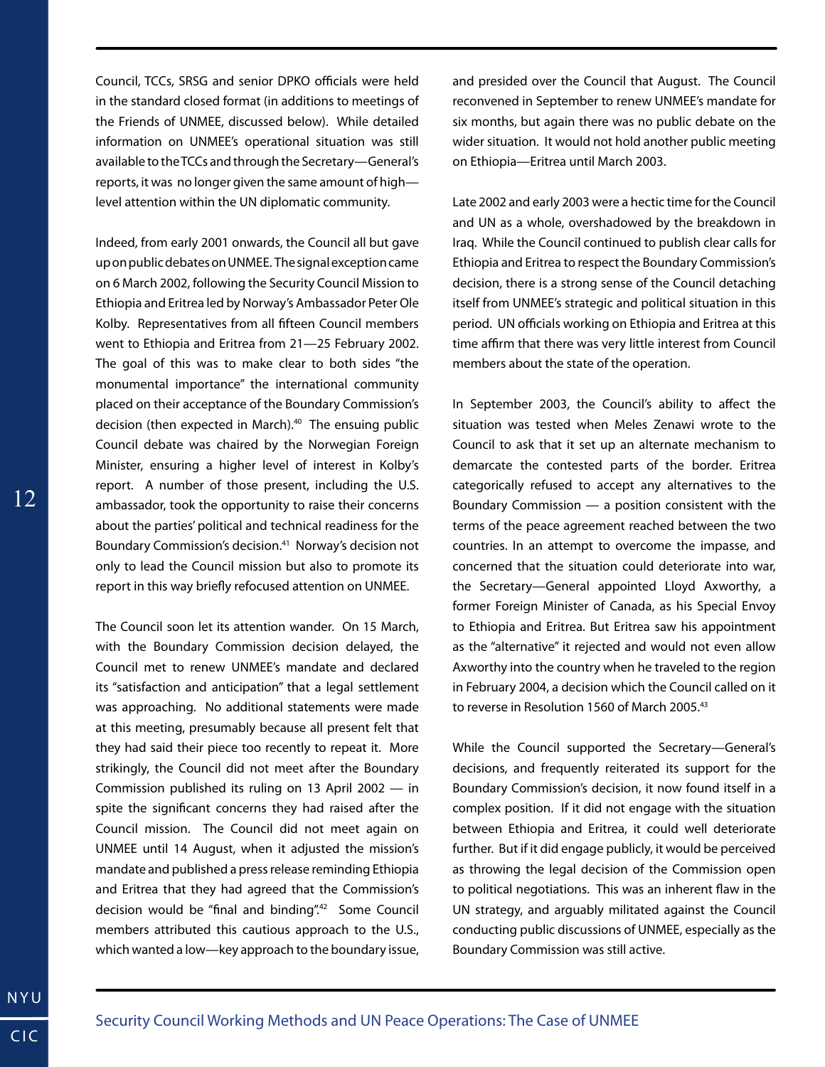Council, TCCs, SRSG and senior DPKO officials were held in the standard closed format (in additions to meetings of the Friends of UNMEE, discussed below). While detailed information on UNMEE's operational situation was still available to the TCCs and through the Secretary—General's reports, it was no longer given the same amount of high—level attention within the UN diplomatic community.

Indeed, from early 2001 onwards, the Council all but gave up on public debates on UNMEE. The signal exception came on 6 March 2002, following the Security Council Mission to Ethiopia and Eritrea led by Norway's Ambassador Peter Ole Kolby. Representatives from all fifteen Council members went to Ethiopia and Eritrea from 21—25 February 2002. The goal of this was to make clear to both sides "the monumental importance" the international community placed on their acceptance of the Boundary Commission's decision (then expected in March).[40] The ensuing public Council debate was chaired by the Norwegian Foreign Minister, ensuring a higher level of interest in Kolby's report. A number of those present, including the U.S. ambassador, took the opportunity to raise their concerns about the parties' political and technical readiness for the Boundary Commission's decision.[41] Norway's decision not only to lead the Council mission but also to promote its report in this way briefly refocused attention on UNMEE.

The Council soon let its attention wander. On 15 March, with the Boundary Commission decision delayed, the Council met to renew UNMEE's mandate and declared its "satisfaction and anticipation" that a legal settlement was approaching. No additional statements were made at this meeting, presumably because all present felt that they had said their piece too recently to repeat it. More strikingly, the Council did not meet after the Boundary Commission published its ruling on 13 April 2002 — in spite the significant concerns they had raised after the Council mission. The Council did not meet again on UNMEE until 14 August, when it adjusted the mission's mandate and published a press release reminding Ethiopia and Eritrea that they had agreed that the Commission's decision would be "final and binding".[42] Some Council members attributed this cautious approach to the U.S., which wanted a low—key approach to the boundary issue, and presided over the Council that August. The Council reconvened in September to renew UNMEE's mandate for six months, but again there was no public debate on the wider situation. It would not hold another public meeting on Ethiopia—Eritrea until March 2003.

Late 2002 and early 2003 were a hectic time for the Council and UN as a whole, overshadowed by the breakdown in Iraq. While the Council continued to publish clear calls for Ethiopia and Eritrea to respect the Boundary Commission's decision, there is a strong sense of the Council detaching itself from UNMEE's strategic and political situation in this period. UN officials working on Ethiopia and Eritrea at this time affirm that there was very little interest from Council members about the state of the operation.

In September 2003, the Council's ability to affect the situation was tested when Meles Zenawi wrote to the Council to ask that it set up an alternate mechanism to demarcate the contested parts of the border. Eritrea categorically refused to accept any alternatives to the Boundary Commission — a position consistent with the terms of the peace agreement reached between the two countries. In an attempt to overcome the impasse, and concerned that the situation could deteriorate into war, the Secretary—General appointed Lloyd Axworthy, a former Foreign Minister of Canada, as his Special Envoy to Ethiopia and Eritrea. But Eritrea saw his appointment as the "alternative" it rejected and would not even allow Axworthy into the country when he traveled to the region in February 2004, a decision which the Council called on it to reverse in Resolution 1560 of March 2005.[43]

While the Council supported the Secretary—General's decisions, and frequently reiterated its support for the Boundary Commission's decision, it now found itself in a complex position. If it did not engage with the situation between Ethiopia and Eritrea, it could well deteriorate further. But if it did engage publicly, it would be perceived as throwing the legal decision of the Commission open to political negotiations. This was an inherent flaw in the UN strategy, and arguably militated against the Council conducting public discussions of UNMEE, especially as the Boundary Commission was still active.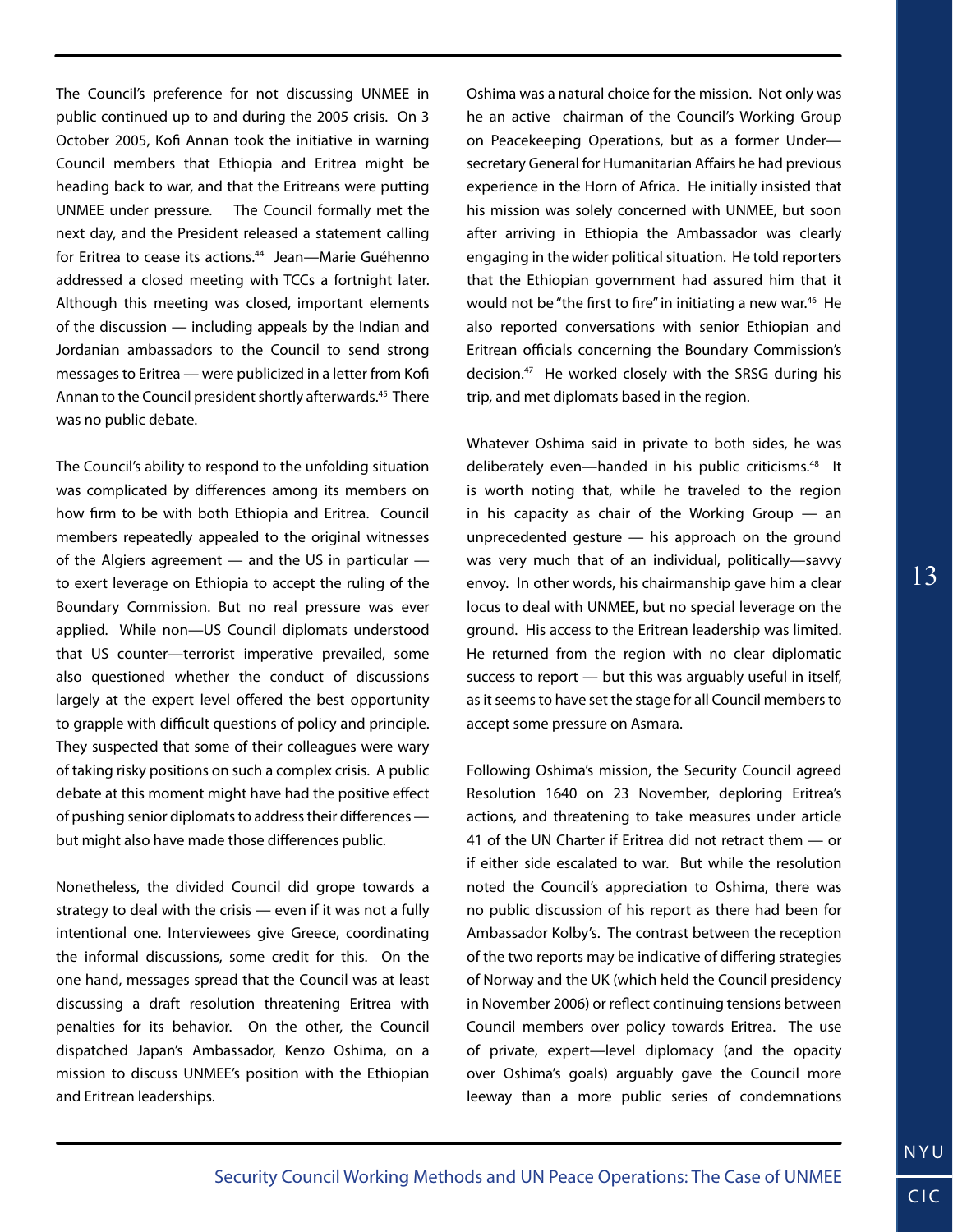The Council's preference for not discussing UNMEE in public continued up to and during the 2005 crisis. On 3 October 2005, Kofi Annan took the initiative in warning Council members that Ethiopia and Eritrea might be heading back to war, and that the Eritreans were putting UNMEE under pressure. The Council formally met the next day, and the President released a statement calling for Eritrea to cease its actions.[44] Jean—Marie Guéhenno addressed a closed meeting with TCCs a fortnight later. Although this meeting was closed, important elements of the discussion — including appeals by the Indian and Jordanian ambassadors to the Council to send strong messages to Eritrea — were publicized in a letter from Kofi Annan to the Council president shortly afterwards.[45] There was no public debate.

The Council's ability to respond to the unfolding situation was complicated by differences among its members on how firm to be with both Ethiopia and Eritrea. Council members repeatedly appealed to the original witnesses of the Algiers agreement — and the US in particular — to exert leverage on Ethiopia to accept the ruling of the Boundary Commission. But no real pressure was ever applied. While non—US Council diplomats understood that US counter—terrorist imperative prevailed, some also questioned whether the conduct of discussions largely at the expert level offered the best opportunity to grapple with difficult questions of policy and principle. They suspected that some of their colleagues were wary of taking risky positions on such a complex crisis. A public debate at this moment might have had the positive effect of pushing senior diplomats to address their differences — but might also have made those differences public.

Nonetheless, the divided Council did grope towards a strategy to deal with the crisis — even if it was not a fully intentional one. Interviewees give Greece, coordinating the informal discussions, some credit for this. On the one hand, messages spread that the Council was at least discussing a draft resolution threatening Eritrea with penalties for its behavior. On the other, the Council dispatched Japan's Ambassador, Kenzo Oshima, on a mission to discuss UNMEE's position with the Ethiopian and Eritrean leaderships.

Oshima was a natural choice for the mission. Not only was he an active chairman of the Council's Working Group on Peacekeeping Operations, but as a former Under—secretary General for Humanitarian Affairs he had previous experience in the Horn of Africa. He initially insisted that his mission was solely concerned with UNMEE, but soon after arriving in Ethiopia the Ambassador was clearly engaging in the wider political situation. He told reporters that the Ethiopian government had assured him that it would not be "the first to fire" in initiating a new war.[46] He also reported conversations with senior Ethiopian and Eritrean officials concerning the Boundary Commission's decision.[47] He worked closely with the SRSG during his trip, and met diplomats based in the region.

Whatever Oshima said in private to both sides, he was deliberately even—handed in his public criticisms.[48] It is worth noting that, while he traveled to the region in his capacity as chair of the Working Group — an unprecedented gesture — his approach on the ground was very much that of an individual, politically—savvy envoy. In other words, his chairmanship gave him a clear locus to deal with UNMEE, but no special leverage on the ground. His access to the Eritrean leadership was limited. He returned from the region with no clear diplomatic success to report — but this was arguably useful in itself, as it seems to have set the stage for all Council members to accept some pressure on Asmara.

Following Oshima's mission, the Security Council agreed Resolution 1640 on 23 November, deploring Eritrea's actions, and threatening to take measures under article 41 of the UN Charter if Eritrea did not retract them — or if either side escalated to war. But while the resolution noted the Council's appreciation to Oshima, there was no public discussion of his report as there had been for Ambassador Kolby's. The contrast between the reception of the two reports may be indicative of differing strategies of Norway and the UK (which held the Council presidency in November 2006) or reflect continuing tensions between Council members over policy towards Eritrea. The use of private, expert—level diplomacy (and the opacity over Oshima's goals) arguably gave the Council more leeway than a more public series of condemnations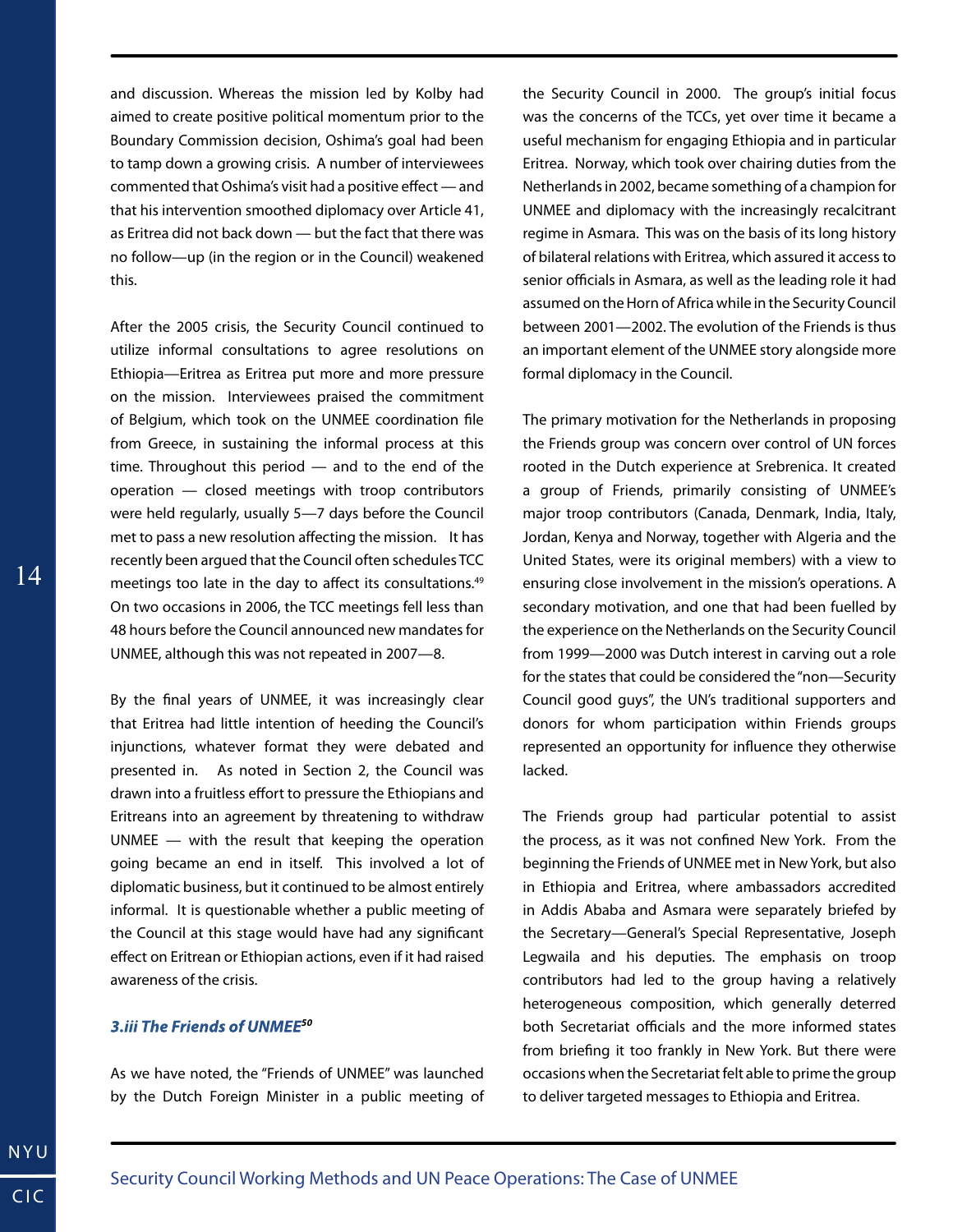and discussion. Whereas the mission led by Kolby had aimed to create positive political momentum prior to the Boundary Commission decision, Oshima's goal had been to tamp down a growing crisis. A number of interviewees commented that Oshima's visit had a positive effect — and that his intervention smoothed diplomacy over Article 41, as Eritrea did not back down — but the fact that there was no follow—up (in the region or in the Council) weakened this.

After the 2005 crisis, the Security Council continued to utilize informal consultations to agree resolutions on Ethiopia—Eritrea as Eritrea put more and more pressure on the mission. Interviewees praised the commitment of Belgium, which took on the UNMEE coordination file from Greece, in sustaining the informal process at this time. Throughout this period — and to the end of the operation — closed meetings with troop contributors were held regularly, usually 5—7 days before the Council met to pass a new resolution affecting the mission. It has recently been argued that the Council often schedules TCC meetings too late in the day to affect its consultations.[49] On two occasions in 2006, the TCC meetings fell less than 48 hours before the Council announced new mandates for UNMEE, although this was not repeated in 2007—8.

By the final years of UNMEE, it was increasingly clear that Eritrea had little intention of heeding the Council's injunctions, whatever format they were debated and presented in. As noted in Section 2, the Council was drawn into a fruitless effort to pressure the Ethiopians and Eritreans into an agreement by threatening to withdraw UNMEE — with the result that keeping the operation going became an end in itself. This involved a lot of diplomatic business, but it continued to be almost entirely informal. It is questionable whether a public meeting of the Council at this stage would have had any significant effect on Eritrean or Ethiopian actions, even if it had raised awareness of the crisis.

### *3.iii The Friends of UNMEE*[50]

As we have noted, the "Friends of UNMEE" was launched by the Dutch Foreign Minister in a public meeting of the Security Council in 2000. The group's initial focus was the concerns of the TCCs, yet over time it became a useful mechanism for engaging Ethiopia and in particular Eritrea. Norway, which took over chairing duties from the Netherlands in 2002, became something of a champion for UNMEE and diplomacy with the increasingly recalcitrant regime in Asmara. This was on the basis of its long history of bilateral relations with Eritrea, which assured it access to senior officials in Asmara, as well as the leading role it had assumed on the Horn of Africa while in the Security Council between 2001—2002. The evolution of the Friends is thus an important element of the UNMEE story alongside more formal diplomacy in the Council.

The primary motivation for the Netherlands in proposing the Friends group was concern over control of UN forces rooted in the Dutch experience at Srebrenica. It created a group of Friends, primarily consisting of UNMEE's major troop contributors (Canada, Denmark, India, Italy, Jordan, Kenya and Norway, together with Algeria and the United States, were its original members) with a view to ensuring close involvement in the mission's operations. A secondary motivation, and one that had been fuelled by the experience on the Netherlands on the Security Council from 1999—2000 was Dutch interest in carving out a role for the states that could be considered the "non—Security Council good guys", the UN's traditional supporters and donors for whom participation within Friends groups represented an opportunity for influence they otherwise lacked.

The Friends group had particular potential to assist the process, as it was not confined New York. From the beginning the Friends of UNMEE met in New York, but also in Ethiopia and Eritrea, where ambassadors accredited in Addis Ababa and Asmara were separately briefed by the Secretary—General's Special Representative, Joseph Legwaila and his deputies. The emphasis on troop contributors had led to the group having a relatively heterogeneous composition, which generally deterred both Secretariat officials and the more informed states from briefing it too frankly in New York. But there were occasions when the Secretariat felt able to prime the group to deliver targeted messages to Ethiopia and Eritrea.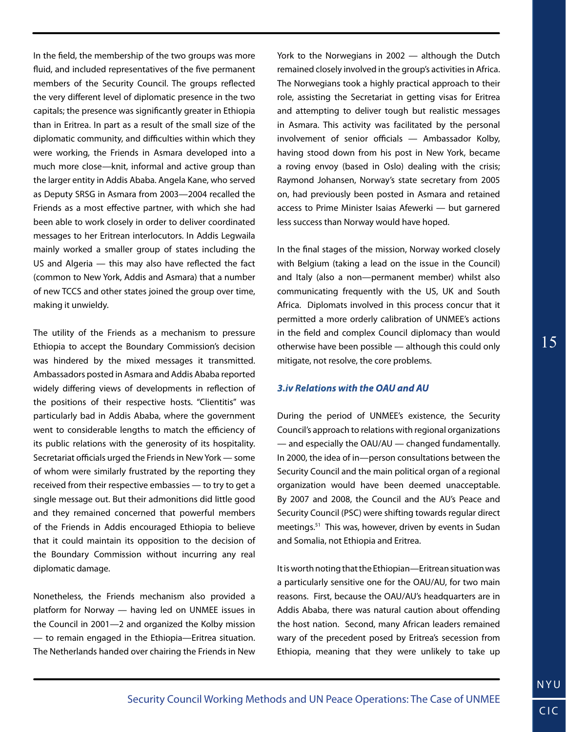In the field, the membership of the two groups was more fluid, and included representatives of the five permanent members of the Security Council. The groups reflected the very different level of diplomatic presence in the two capitals; the presence was significantly greater in Ethiopia than in Eritrea. In part as a result of the small size of the diplomatic community, and difficulties within which they were working, the Friends in Asmara developed into a much more close—knit, informal and active group than the larger entity in Addis Ababa. Angela Kane, who served as Deputy SRSG in Asmara from 2003—2004 recalled the Friends as a most effective partner, with which she had been able to work closely in order to deliver coordinated messages to her Eritrean interlocutors. In Addis Legwaila mainly worked a smaller group of states including the US and Algeria — this may also have reflected the fact (common to New York, Addis and Asmara) that a number of new TCCS and other states joined the group over time, making it unwieldy.

The utility of the Friends as a mechanism to pressure Ethiopia to accept the Boundary Commission's decision was hindered by the mixed messages it transmitted. Ambassadors posted in Asmara and Addis Ababa reported widely differing views of developments in reflection of the positions of their respective hosts. "Clientitis" was particularly bad in Addis Ababa, where the government went to considerable lengths to match the efficiency of its public relations with the generosity of its hospitality. Secretariat officials urged the Friends in New York — some of whom were similarly frustrated by the reporting they received from their respective embassies — to try to get a single message out. But their admonitions did little good and they remained concerned that powerful members of the Friends in Addis encouraged Ethiopia to believe that it could maintain its opposition to the decision of the Boundary Commission without incurring any real diplomatic damage.

Nonetheless, the Friends mechanism also provided a platform for Norway — having led on UNMEE issues in the Council in 2001—2 and organized the Kolby mission — to remain engaged in the Ethiopia—Eritrea situation. The Netherlands handed over chairing the Friends in New York to the Norwegians in 2002 — although the Dutch remained closely involved in the group's activities in Africa. The Norwegians took a highly practical approach to their role, assisting the Secretariat in getting visas for Eritrea and attempting to deliver tough but realistic messages in Asmara. This activity was facilitated by the personal involvement of senior officials — Ambassador Kolby, having stood down from his post in New York, became a roving envoy (based in Oslo) dealing with the crisis; Raymond Johansen, Norway's state secretary from 2005 on, had previously been posted in Asmara and retained access to Prime Minister Isaias Afewerki — but garnered less success than Norway would have hoped.

In the final stages of the mission, Norway worked closely with Belgium (taking a lead on the issue in the Council) and Italy (also a non—permanent member) whilst also communicating frequently with the US, UK and South Africa. Diplomats involved in this process concur that it permitted a more orderly calibration of UNMEE's actions in the field and complex Council diplomacy than would otherwise have been possible — although this could only mitigate, not resolve, the core problems.

### *3.iv Relations with the OAU and AU*

During the period of UNMEE's existence, the Security Council's approach to relations with regional organizations — and especially the OAU/AU — changed fundamentally. In 2000, the idea of in—person consultations between the Security Council and the main political organ of a regional organization would have been deemed unacceptable. By 2007 and 2008, the Council and the AU's Peace and Security Council (PSC) were shifting towards regular direct meetings.[51] This was, however, driven by events in Sudan and Somalia, not Ethiopia and Eritrea.

It is worth noting that the Ethiopian—Eritrean situation was a particularly sensitive one for the OAU/AU, for two main reasons. First, because the OAU/AU's headquarters are in Addis Ababa, there was natural caution about offending the host nation. Second, many African leaders remained wary of the precedent posed by Eritrea's secession from Ethiopia, meaning that they were unlikely to take up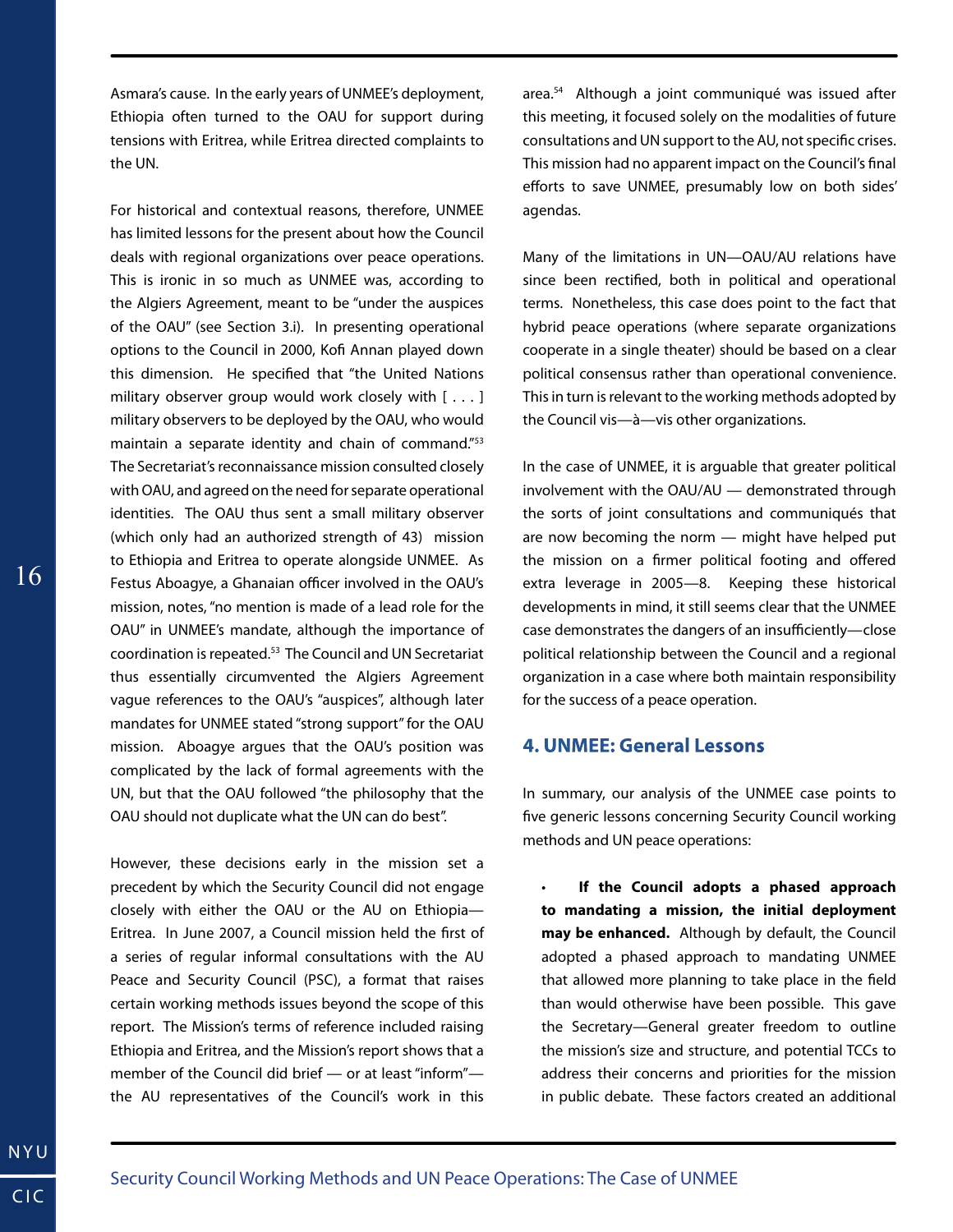Asmara's cause. In the early years of UNMEE's deployment, Ethiopia often turned to the OAU for support during tensions with Eritrea, while Eritrea directed complaints to the UN.

For historical and contextual reasons, therefore, UNMEE has limited lessons for the present about how the Council deals with regional organizations over peace operations. This is ironic in so much as UNMEE was, according to the Algiers Agreement, meant to be "under the auspices of the OAU" (see Section 3.i). In presenting operational options to the Council in 2000, Kofi Annan played down this dimension. He specified that "the United Nations military observer group would work closely with [ . . . ] military observers to be deployed by the OAU, who would maintain a separate identity and chain of command."[53] The Secretariat's reconnaissance mission consulted closely with OAU, and agreed on the need for separate operational identities. The OAU thus sent a small military observer (which only had an authorized strength of 43) mission to Ethiopia and Eritrea to operate alongside UNMEE. As Festus Aboagye, a Ghanaian officer involved in the OAU's mission, notes, "no mention is made of a lead role for the OAU" in UNMEE's mandate, although the importance of coordination is repeated.[53] The Council and UN Secretariat thus essentially circumvented the Algiers Agreement vague references to the OAU's "auspices", although later mandates for UNMEE stated "strong support" for the OAU mission. Aboagye argues that the OAU's position was complicated by the lack of formal agreements with the UN, but that the OAU followed "the philosophy that the OAU should not duplicate what the UN can do best".

However, these decisions early in the mission set a precedent by which the Security Council did not engage closely with either the OAU or the AU on Ethiopia—Eritrea. In June 2007, a Council mission held the first of a series of regular informal consultations with the AU Peace and Security Council (PSC), a format that raises certain working methods issues beyond the scope of this report. The Mission's terms of reference included raising Ethiopia and Eritrea, and the Mission's report shows that a member of the Council did brief — or at least "inform"— the AU representatives of the Council's work in this area.[54] Although a joint communiqué was issued after this meeting, it focused solely on the modalities of future consultations and UN support to the AU, not specific crises. This mission had no apparent impact on the Council's final efforts to save UNMEE, presumably low on both sides' agendas.

Many of the limitations in UN—OAU/AU relations have since been rectified, both in political and operational terms. Nonetheless, this case does point to the fact that hybrid peace operations (where separate organizations cooperate in a single theater) should be based on a clear political consensus rather than operational convenience. This in turn is relevant to the working methods adopted by the Council vis—à—vis other organizations.

In the case of UNMEE, it is arguable that greater political involvement with the OAU/AU — demonstrated through the sorts of joint consultations and communiqués that are now becoming the norm — might have helped put the mission on a firmer political footing and offered extra leverage in 2005—8. Keeping these historical developments in mind, it still seems clear that the UNMEE case demonstrates the dangers of an insufficiently—close political relationship between the Council and a regional organization in a case where both maintain responsibility for the success of a peace operation.

## 4. UNMEE: General Lessons

In summary, our analysis of the UNMEE case points to five generic lessons concerning Security Council working methods and UN peace operations:

- **If the Council adopts a phased approach to mandating a mission, the initial deployment may be enhanced.** Although by default, the Council adopted a phased approach to mandating UNMEE that allowed more planning to take place in the field than would otherwise have been possible. This gave the Secretary—General greater freedom to outline the mission's size and structure, and potential TCCs to address their concerns and priorities for the mission in public debate. These factors created an additional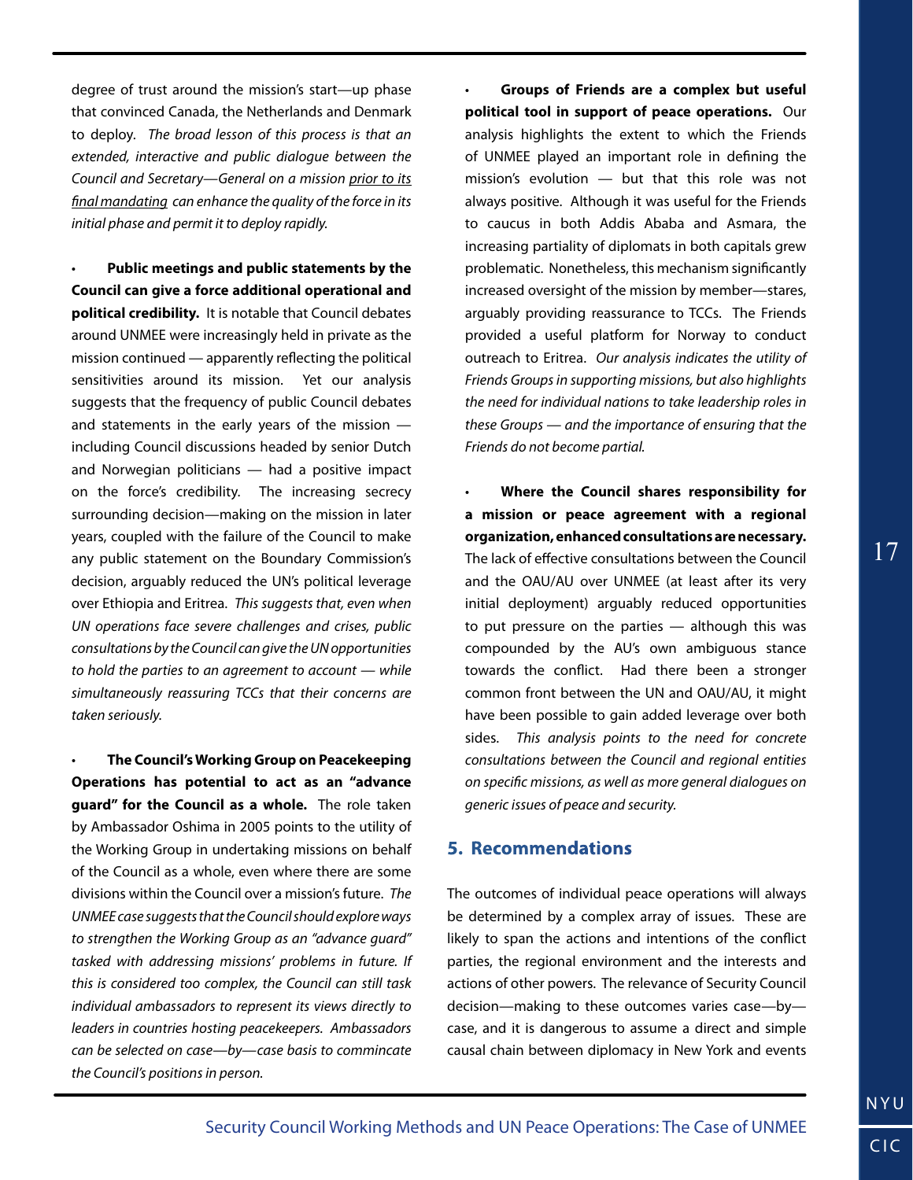degree of trust around the mission's start—up phase that convinced Canada, the Netherlands and Denmark to deploy. *The broad lesson of this process is that an extended, interactive and public dialogue between the Council and Secretary—General on a mission prior to its final mandating can enhance the quality of the force in its initial phase and permit it to deploy rapidly.*

- **Public meetings and public statements by the Council can give a force additional operational and political credibility.** It is notable that Council debates around UNMEE were increasingly held in private as the mission continued — apparently reflecting the political sensitivities around its mission. Yet our analysis suggests that the frequency of public Council debates and statements in the early years of the mission — including Council discussions headed by senior Dutch and Norwegian politicians — had a positive impact on the force's credibility. The increasing secrecy surrounding decision—making on the mission in later years, coupled with the failure of the Council to make any public statement on the Boundary Commission's decision, arguably reduced the UN's political leverage over Ethiopia and Eritrea. *This suggests that, even when UN operations face severe challenges and crises, public consultations by the Council can give the UN opportunities to hold the parties to an agreement to account — while simultaneously reassuring TCCs that their concerns are taken seriously.*

- **The Council's Working Group on Peacekeeping Operations has potential to act as an "advance guard" for the Council as a whole.** The role taken by Ambassador Oshima in 2005 points to the utility of the Working Group in undertaking missions on behalf of the Council as a whole, even where there are some divisions within the Council over a mission's future. *The UNMEE case suggests that the Council should explore ways to strengthen the Working Group as an "advance guard" tasked with addressing missions' problems in future. If this is considered too complex, the Council can still task individual ambassadors to represent its views directly to leaders in countries hosting peacekeepers. Ambassadors can be selected on case—by—case basis to commincate the Council's positions in person.*

- **Groups of Friends are a complex but useful political tool in support of peace operations.** Our analysis highlights the extent to which the Friends of UNMEE played an important role in defining the mission's evolution — but that this role was not always positive. Although it was useful for the Friends to caucus in both Addis Ababa and Asmara, the increasing partiality of diplomats in both capitals grew problematic. Nonetheless, this mechanism significantly increased oversight of the mission by member—stares, arguably providing reassurance to TCCs. The Friends provided a useful platform for Norway to conduct outreach to Eritrea. *Our analysis indicates the utility of Friends Groups in supporting missions, but also highlights the need for individual nations to take leadership roles in these Groups — and the importance of ensuring that the Friends do not become partial.*

- **Where the Council shares responsibility for a mission or peace agreement with a regional organization, enhanced consultations are necessary.** The lack of effective consultations between the Council and the OAU/AU over UNMEE (at least after its very initial deployment) arguably reduced opportunities to put pressure on the parties — although this was compounded by the AU's own ambiguous stance towards the conflict. Had there been a stronger common front between the UN and OAU/AU, it might have been possible to gain added leverage over both sides. *This analysis points to the need for concrete consultations between the Council and regional entities on specific missions, as well as more general dialogues on generic issues of peace and security.*

## 5. Recommendations

The outcomes of individual peace operations will always be determined by a complex array of issues. These are likely to span the actions and intentions of the conflict parties, the regional environment and the interests and actions of other powers. The relevance of Security Council decision—making to these outcomes varies case—by—case, and it is dangerous to assume a direct and simple causal chain between diplomacy in New York and events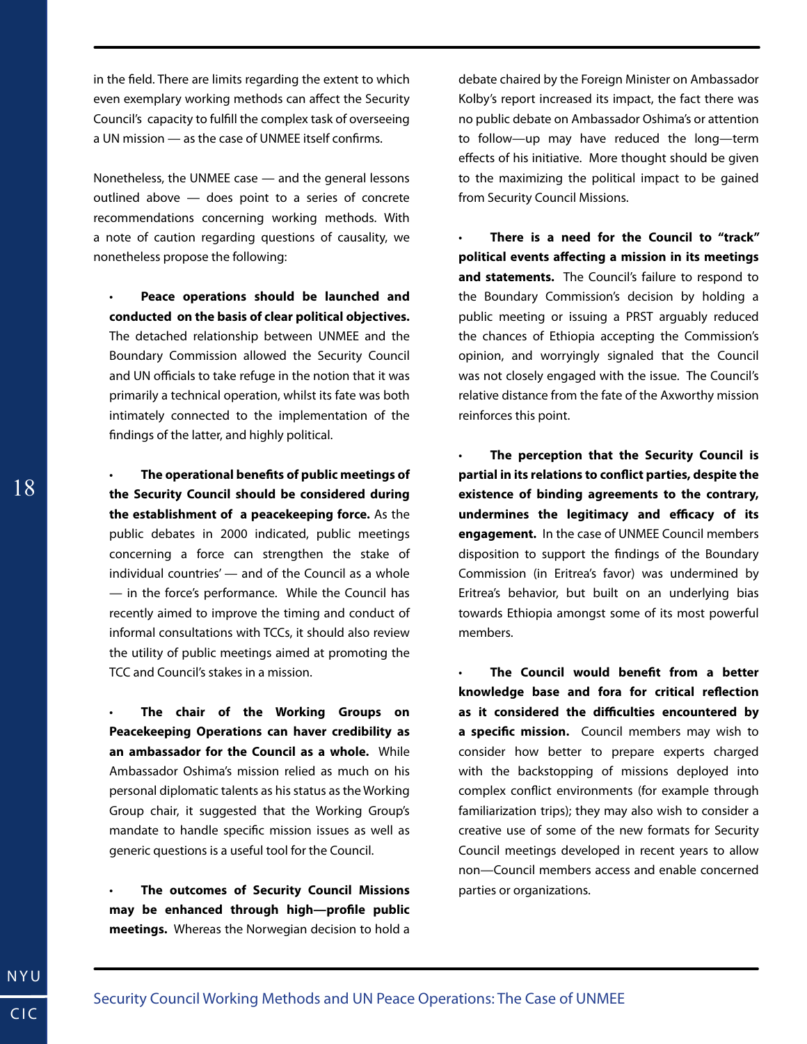in the field. There are limits regarding the extent to which even exemplary working methods can affect the Security Council's capacity to fulfill the complex task of overseeing a UN mission — as the case of UNMEE itself confirms.

Nonetheless, the UNMEE case — and the general lessons outlined above — does point to a series of concrete recommendations concerning working methods. With a note of caution regarding questions of causality, we nonetheless propose the following:

- **Peace operations should be launched and conducted on the basis of clear political objectives.** The detached relationship between UNMEE and the Boundary Commission allowed the Security Council and UN officials to take refuge in the notion that it was primarily a technical operation, whilst its fate was both intimately connected to the implementation of the findings of the latter, and highly political.

- **The operational benefits of public meetings of the Security Council should be considered during the establishment of a peacekeeping force.** As the public debates in 2000 indicated, public meetings concerning a force can strengthen the stake of individual countries' — and of the Council as a whole — in the force's performance. While the Council has recently aimed to improve the timing and conduct of informal consultations with TCCs, it should also review the utility of public meetings aimed at promoting the TCC and Council's stakes in a mission.

- **The chair of the Working Groups on Peacekeeping Operations can haver credibility as an ambassador for the Council as a whole.** While Ambassador Oshima's mission relied as much on his personal diplomatic talents as his status as the Working Group chair, it suggested that the Working Group's mandate to handle specific mission issues as well as generic questions is a useful tool for the Council.

- **The outcomes of Security Council Missions may be enhanced through high—profile public meetings.** Whereas the Norwegian decision to hold a debate chaired by the Foreign Minister on Ambassador Kolby's report increased its impact, the fact there was no public debate on Ambassador Oshima's or attention to follow—up may have reduced the long—term effects of his initiative. More thought should be given to the maximizing the political impact to be gained from Security Council Missions.

- **There is a need for the Council to "track" political events affecting a mission in its meetings and statements.** The Council's failure to respond to the Boundary Commission's decision by holding a public meeting or issuing a PRST arguably reduced the chances of Ethiopia accepting the Commission's opinion, and worryingly signaled that the Council was not closely engaged with the issue. The Council's relative distance from the fate of the Axworthy mission reinforces this point.

- **The perception that the Security Council is partial in its relations to conflict parties, despite the existence of binding agreements to the contrary, undermines the legitimacy and efficacy of its engagement.** In the case of UNMEE Council members disposition to support the findings of the Boundary Commission (in Eritrea's favor) was undermined by Eritrea's behavior, but built on an underlying bias towards Ethiopia amongst some of its most powerful members.

- **The Council would benefit from a better knowledge base and fora for critical reflection as it considered the difficulties encountered by a specific mission.** Council members may wish to consider how better to prepare experts charged with the backstopping of missions deployed into complex conflict environments (for example through familiarization trips); they may also wish to consider a creative use of some of the new formats for Security Council meetings developed in recent years to allow non—Council members access and enable concerned parties or organizations.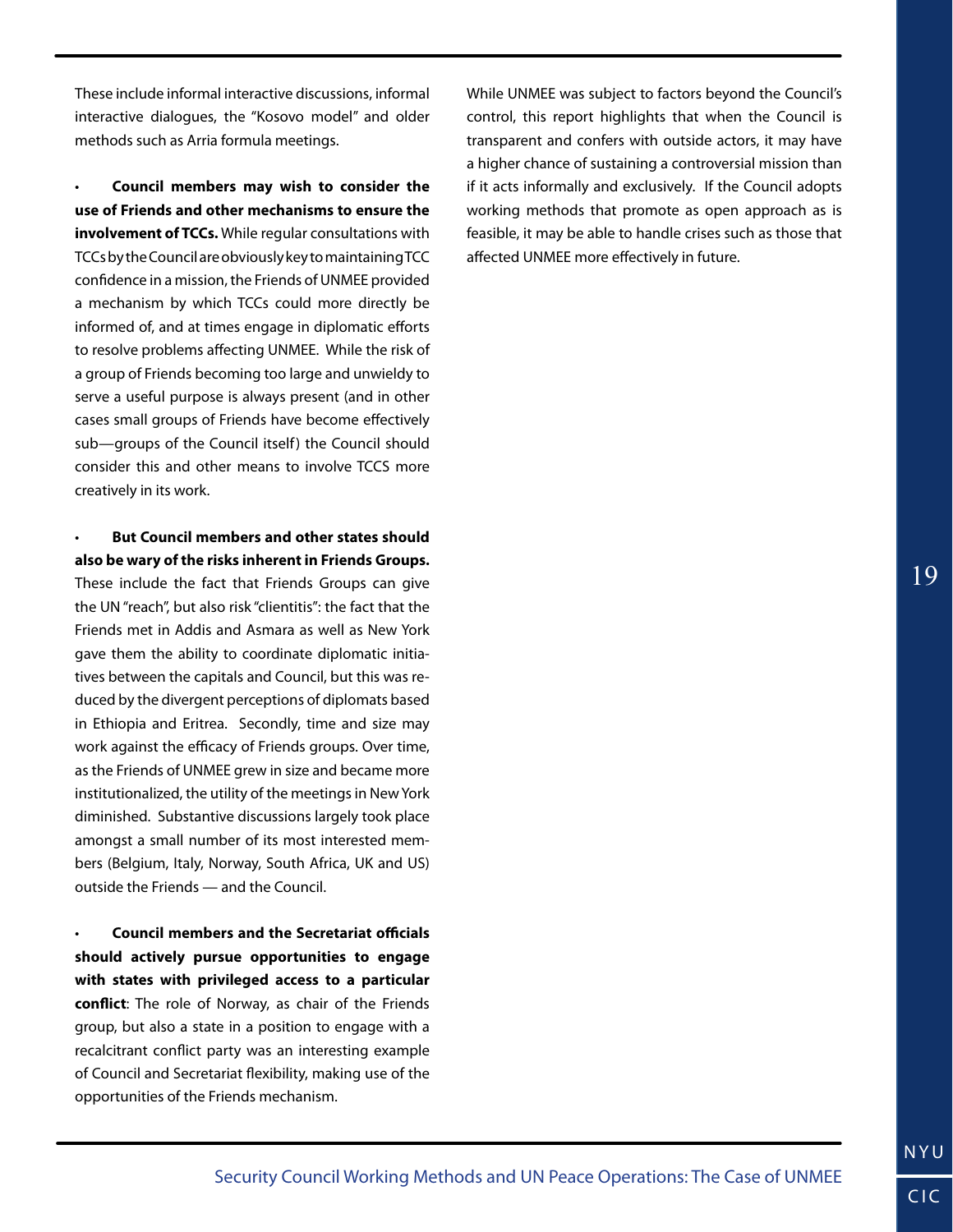These include informal interactive discussions, informal interactive dialogues, the "Kosovo model" and older methods such as Arria formula meetings.

- **Council members may wish to consider the use of Friends and other mechanisms to ensure the involvement of TCCs.** While regular consultations with TCCs by the Council are obviously key to maintaining TCC confidence in a mission, the Friends of UNMEE provided a mechanism by which TCCs could more directly be informed of, and at times engage in diplomatic efforts to resolve problems affecting UNMEE. While the risk of a group of Friends becoming too large and unwieldy to serve a useful purpose is always present (and in other cases small groups of Friends have become effectively sub—groups of the Council itself) the Council should consider this and other means to involve TCCS more creatively in its work.

- **But Council members and other states should also be wary of the risks inherent in Friends Groups.** These include the fact that Friends Groups can give the UN "reach", but also risk "clientitis": the fact that the Friends met in Addis and Asmara as well as New York gave them the ability to coordinate diplomatic initiatives between the capitals and Council, but this was reduced by the divergent perceptions of diplomats based in Ethiopia and Eritrea. Secondly, time and size may work against the efficacy of Friends groups. Over time, as the Friends of UNMEE grew in size and became more institutionalized, the utility of the meetings in New York diminished. Substantive discussions largely took place amongst a small number of its most interested members (Belgium, Italy, Norway, South Africa, UK and US) outside the Friends — and the Council.

- **Council members and the Secretariat officials should actively pursue opportunities to engage with states with privileged access to a particular conflict**: The role of Norway, as chair of the Friends group, but also a state in a position to engage with a recalcitrant conflict party was an interesting example of Council and Secretariat flexibility, making use of the opportunities of the Friends mechanism.

While UNMEE was subject to factors beyond the Council's control, this report highlights that when the Council is transparent and confers with outside actors, it may have a higher chance of sustaining a controversial mission than if it acts informally and exclusively. If the Council adopts working methods that promote as open approach as is feasible, it may be able to handle crises such as those that affected UNMEE more effectively in future.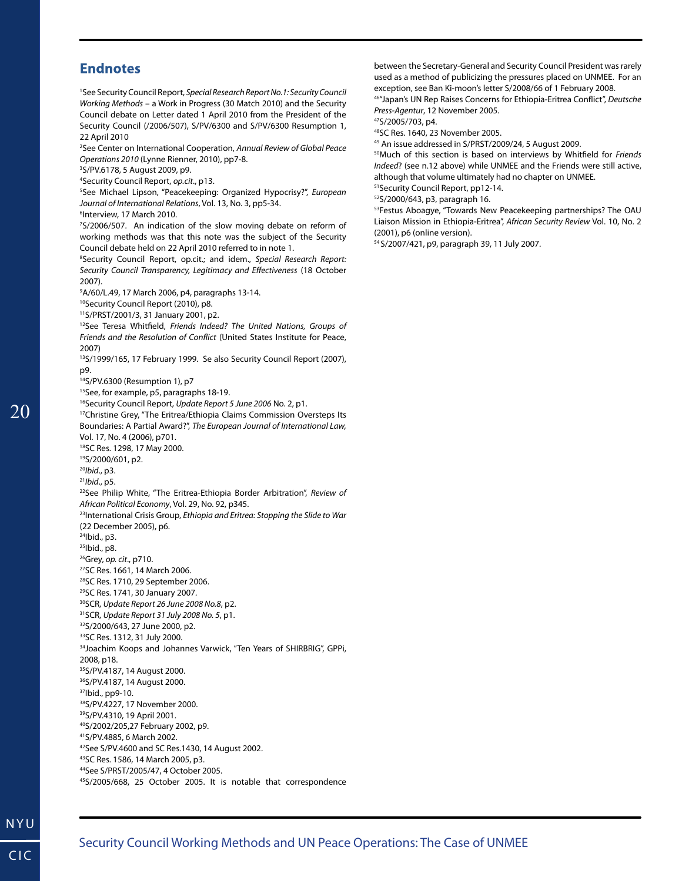## Endnotes

[1]See Security Council Report, *Special Research Report No.1: Security Council Working Methods* – a Work in Progress (30 Match 2010) and the Security Council debate on Letter dated 1 April 2010 from the President of the Security Council (/2006/507), S/PV/6300 and S/PV/6300 Resumption 1, 22 April 2010

[2]See Center on International Cooperation, *Annual Review of Global Peace Operations 2010* (Lynne Rienner, 2010), pp7-8.

[3]S/PV.6178, 5 August 2009, p9.

[4]Security Council Report, *op.cit*., p13.

[5]See Michael Lipson, "Peacekeeping: Organized Hypocrisy?", *European Journal of International Relations*, Vol. 13, No. 3, pp5-34.

[6]Interview, 17 March 2010.

[7]S/2006/507. An indication of the slow moving debate on reform of working methods was that this note was the subject of the Security Council debate held on 22 April 2010 referred to in note 1.

[8]Security Council Report, op.cit.; and idem., *Special Research Report: Security Council Transparency, Legitimacy and Effectiveness* (18 October 2007).

[9]A/60/L.49, 17 March 2006, p4, paragraphs 13-14.

[10]Security Council Report (2010), p8.

[11]S/PRST/2001/3, 31 January 2001, p2.

[12]See Teresa Whitfield, *Friends Indeed? The United Nations, Groups of Friends and the Resolution of Conflict* (United States Institute for Peace, 2007)

[13]S/1999/165, 17 February 1999. Se also Security Council Report (2007), p9.

[14]S/PV.6300 (Resumption 1), p7

[15]See, for example, p5, paragraphs 18-19.

[16]Security Council Report, *Update Report 5 June 2006* No. 2, p1.

[17]Christine Grey, "The Eritrea/Ethiopia Claims Commission Oversteps Its Boundaries: A Partial Award?", *The European Journal of International Law,* Vol. 17, No. 4 (2006), p701.

[18]SC Res. 1298, 17 May 2000.

[19]S/2000/601, p2.

[20]*Ibid*., p3.

[21]*Ibid*., p5.

[22]See Philip White, "The Eritrea-Ethiopia Border Arbitration", *Review of African Political Economy*, Vol. 29, No. 92, p345.

[23]International Crisis Group, *Ethiopia and Eritrea: Stopping the Slide to War* (22 December 2005), p6.

[24]Ibid., p3.

[25]Ibid., p8.

[26]Grey, *op. cit*., p710.

[27]SC Res. 1661, 14 March 2006.

[28]SC Res. 1710, 29 September 2006.

[29]SC Res. 1741, 30 January 2007.

[30]SCR, *Update Report 26 June 2008 No.8*, p2.

[31]SCR, *Update Report 31 July 2008 No. 5*, p1.

[32]S/2000/643, 27 June 2000, p2.

[33]SC Res. 1312, 31 July 2000.

[34]Joachim Koops and Johannes Varwick, "Ten Years of SHIRBRIG", GPPi, 2008, p18.

[35]S/PV.4187, 14 August 2000.

[36]S/PV.4187, 14 August 2000.

[37]Ibid., pp9-10.

[38]S/PV.4227, 17 November 2000.

[39]S/PV.4310, 19 April 2001.

[40]S/2002/205,27 February 2002, p9.

[41]S/PV.4885, 6 March 2002.

[42]See S/PV.4600 and SC Res.1430, 14 August 2002.

[43]SC Res. 1586, 14 March 2005, p3.

[44]See S/PRST/2005/47, 4 October 2005.

[45]S/2005/668, 25 October 2005. It is notable that correspondence between the Secretary-General and Security Council President was rarely used as a method of publicizing the pressures placed on UNMEE. For an exception, see Ban Ki-moon's letter S/2008/66 of 1 February 2008.

[46]"Japan's UN Rep Raises Concerns for Ethiopia-Eritrea Conflict", *Deutsche Press-Agentur*, 12 November 2005.

[47]S/2005/703, p4.

[48]SC Res. 1640, 23 November 2005.

[49] An issue addressed in S/PRST/2009/24, 5 August 2009.

[50]Much of this section is based on interviews by Whitfield for *Friends Indeed*? (see n.12 above) while UNMEE and the Friends were still active, although that volume ultimately had no chapter on UNMEE.

[51]Security Council Report, pp12-14.

[52]S/2000/643, p3, paragraph 16.

[53]Festus Aboagye, "Towards New Peacekeeping partnerships? The OAU Liaison Mission in Ethiopia-Eritrea", *African Security Review* Vol. 10, No. 2 (2001), p6 (online version).

[54] S/2007/421, p9, paragraph 39, 11 July 2007.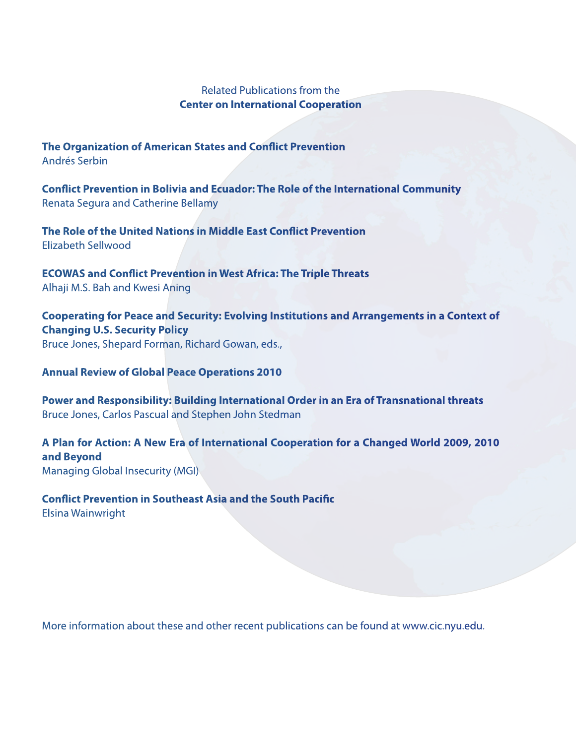Related Publications from the
**Center on International Cooperation**

**The Organization of American States and Conflict Prevention**
Andrés Serbin

**Conflict Prevention in Bolivia and Ecuador: The Role of the International Community**
Renata Segura and Catherine Bellamy

**The Role of the United Nations in Middle East Conflict Prevention**
Elizabeth Sellwood

**ECOWAS and Conflict Prevention in West Africa: The Triple Threats**
Alhaji M.S. Bah and Kwesi Aning

**Cooperating for Peace and Security: Evolving Institutions and Arrangements in a Context of Changing U.S. Security Policy**
Bruce Jones, Shepard Forman, Richard Gowan, eds.,

**Annual Review of Global Peace Operations 2010**

**Power and Responsibility: Building International Order in an Era of Transnational threats**
Bruce Jones, Carlos Pascual and Stephen John Stedman

**A Plan for Action: A New Era of International Cooperation for a Changed World 2009, 2010 and Beyond**
Managing Global Insecurity (MGI)

**Conflict Prevention in Southeast Asia and the South Pacific**
Elsina Wainwright

More information about these and other recent publications can be found at www.cic.nyu.edu.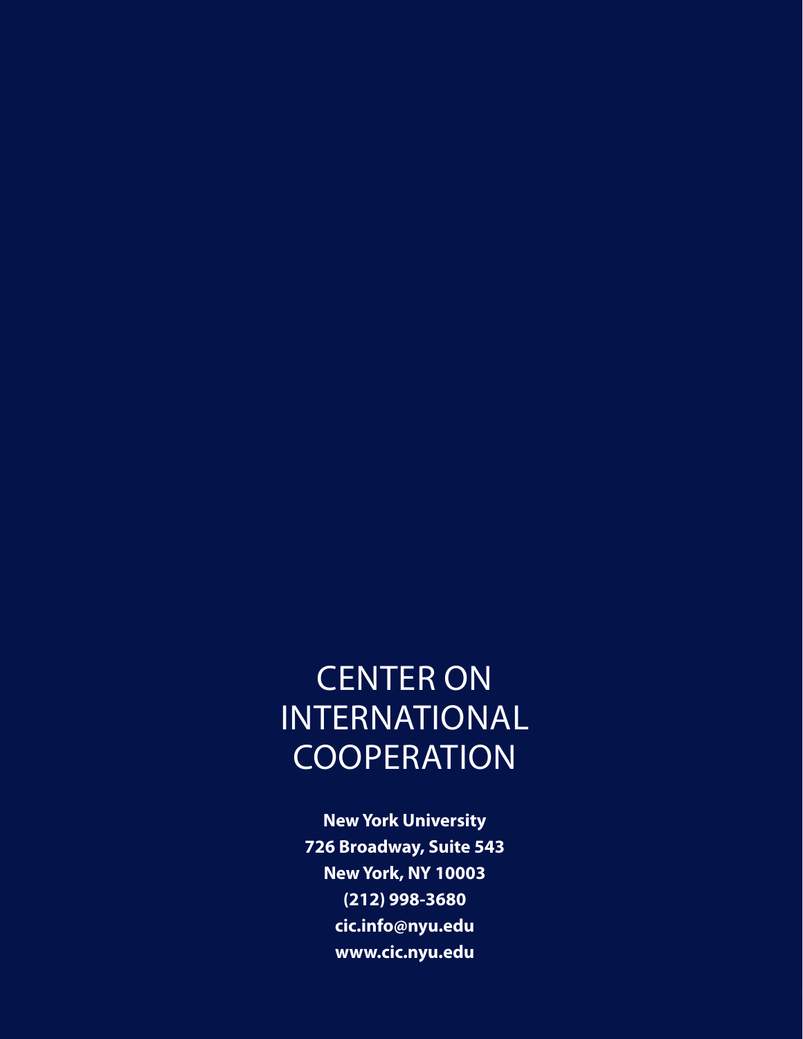# CENTER ON INTERNATIONAL COOPERATION

**New York University**
**726 Broadway, Suite 543**
**New York, NY 10003**
**(212) 998-3680**
**cic.info@nyu.edu**
**www.cic.nyu.edu**